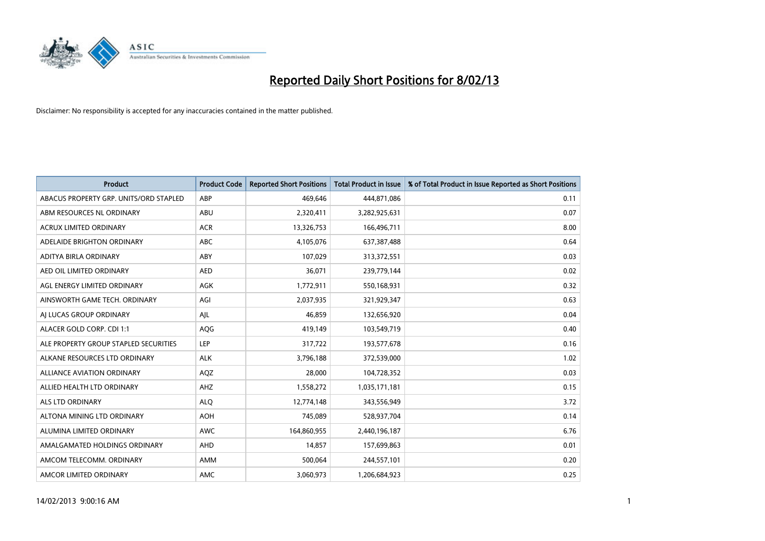# Reported Daily Short Positions for 8/02/13

Disclaimer: No responsibility is accepted for any inaccuracies contained in the matter published.

| Product | Product Code | Reported Short Positions | Total Product in Issue | % of Total Product in Issue Reported as Short Positions |
|---|---|---|---|---|
| ABACUS PROPERTY GRP. UNITS/ORD STAPLED | ABP | 469,646 | 444,871,086 | 0.11 |
| ABM RESOURCES NL ORDINARY | ABU | 2,320,411 | 3,282,925,631 | 0.07 |
| ACRUX LIMITED ORDINARY | ACR | 13,326,753 | 166,496,711 | 8.00 |
| ADELAIDE BRIGHTON ORDINARY | ABC | 4,105,076 | 637,387,488 | 0.64 |
| ADITYA BIRLA ORDINARY | ABY | 107,029 | 313,372,551 | 0.03 |
| AED OIL LIMITED ORDINARY | AED | 36,071 | 239,779,144 | 0.02 |
| AGL ENERGY LIMITED ORDINARY | AGK | 1,772,911 | 550,168,931 | 0.32 |
| AINSWORTH GAME TECH. ORDINARY | AGI | 2,037,935 | 321,929,347 | 0.63 |
| AJ LUCAS GROUP ORDINARY | AJL | 46,859 | 132,656,920 | 0.04 |
| ALACER GOLD CORP. CDI 1:1 | AQG | 419,149 | 103,549,719 | 0.40 |
| ALE PROPERTY GROUP STAPLED SECURITIES | LEP | 317,722 | 193,577,678 | 0.16 |
| ALKANE RESOURCES LTD ORDINARY | ALK | 3,796,188 | 372,539,000 | 1.02 |
| ALLIANCE AVIATION ORDINARY | AQZ | 28,000 | 104,728,352 | 0.03 |
| ALLIED HEALTH LTD ORDINARY | AHZ | 1,558,272 | 1,035,171,181 | 0.15 |
| ALS LTD ORDINARY | ALQ | 12,774,148 | 343,556,949 | 3.72 |
| ALTONA MINING LTD ORDINARY | AOH | 745,089 | 528,937,704 | 0.14 |
| ALUMINA LIMITED ORDINARY | AWC | 164,860,955 | 2,440,196,187 | 6.76 |
| AMALGAMATED HOLDINGS ORDINARY | AHD | 14,857 | 157,699,863 | 0.01 |
| AMCOM TELECOMM. ORDINARY | AMM | 500,064 | 244,557,101 | 0.20 |
| AMCOR LIMITED ORDINARY | AMC | 3,060,973 | 1,206,684,923 | 0.25 |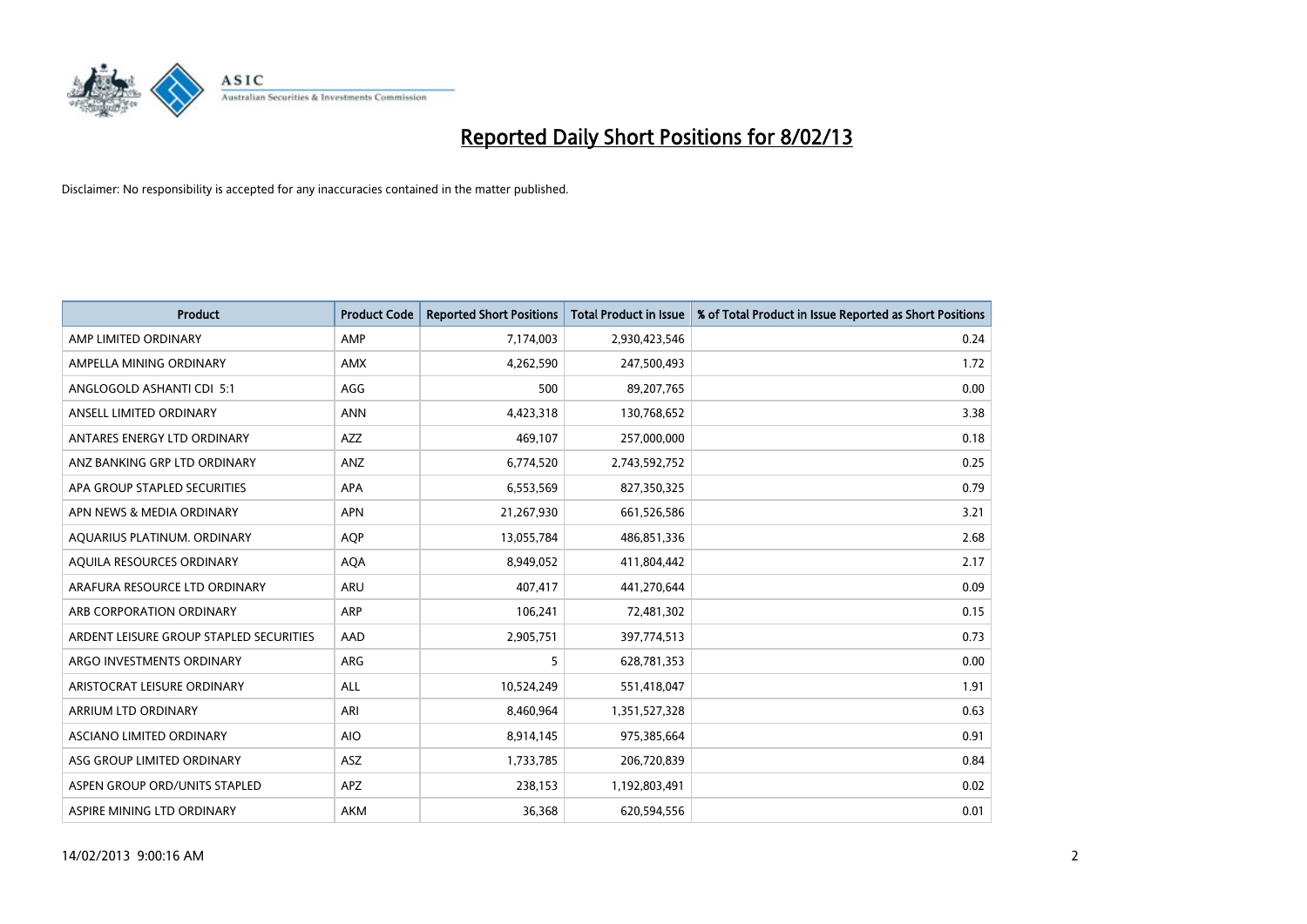# Reported Daily Short Positions for 8/02/13

Disclaimer: No responsibility is accepted for any inaccuracies contained in the matter published.

| Product | Product Code | Reported Short Positions | Total Product in Issue | % of Total Product in Issue Reported as Short Positions |
|---|---|---|---|---|
| AMP LIMITED ORDINARY | AMP | 7,174,003 | 2,930,423,546 | 0.24 |
| AMPELLA MINING ORDINARY | AMX | 4,262,590 | 247,500,493 | 1.72 |
| ANGLOGOLD ASHANTI CDI 5:1 | AGG | 500 | 89,207,765 | 0.00 |
| ANSELL LIMITED ORDINARY | ANN | 4,423,318 | 130,768,652 | 3.38 |
| ANTARES ENERGY LTD ORDINARY | AZZ | 469,107 | 257,000,000 | 0.18 |
| ANZ BANKING GRP LTD ORDINARY | ANZ | 6,774,520 | 2,743,592,752 | 0.25 |
| APA GROUP STAPLED SECURITIES | APA | 6,553,569 | 827,350,325 | 0.79 |
| APN NEWS & MEDIA ORDINARY | APN | 21,267,930 | 661,526,586 | 3.21 |
| AQUARIUS PLATINUM. ORDINARY | AQP | 13,055,784 | 486,851,336 | 2.68 |
| AQUILA RESOURCES ORDINARY | AQA | 8,949,052 | 411,804,442 | 2.17 |
| ARAFURA RESOURCE LTD ORDINARY | ARU | 407,417 | 441,270,644 | 0.09 |
| ARB CORPORATION ORDINARY | ARP | 106,241 | 72,481,302 | 0.15 |
| ARDENT LEISURE GROUP STAPLED SECURITIES | AAD | 2,905,751 | 397,774,513 | 0.73 |
| ARGO INVESTMENTS ORDINARY | ARG | 5 | 628,781,353 | 0.00 |
| ARISTOCRAT LEISURE ORDINARY | ALL | 10,524,249 | 551,418,047 | 1.91 |
| ARRIUM LTD ORDINARY | ARI | 8,460,964 | 1,351,527,328 | 0.63 |
| ASCIANO LIMITED ORDINARY | AIO | 8,914,145 | 975,385,664 | 0.91 |
| ASG GROUP LIMITED ORDINARY | ASZ | 1,733,785 | 206,720,839 | 0.84 |
| ASPEN GROUP ORD/UNITS STAPLED | APZ | 238,153 | 1,192,803,491 | 0.02 |
| ASPIRE MINING LTD ORDINARY | AKM | 36,368 | 620,594,556 | 0.01 |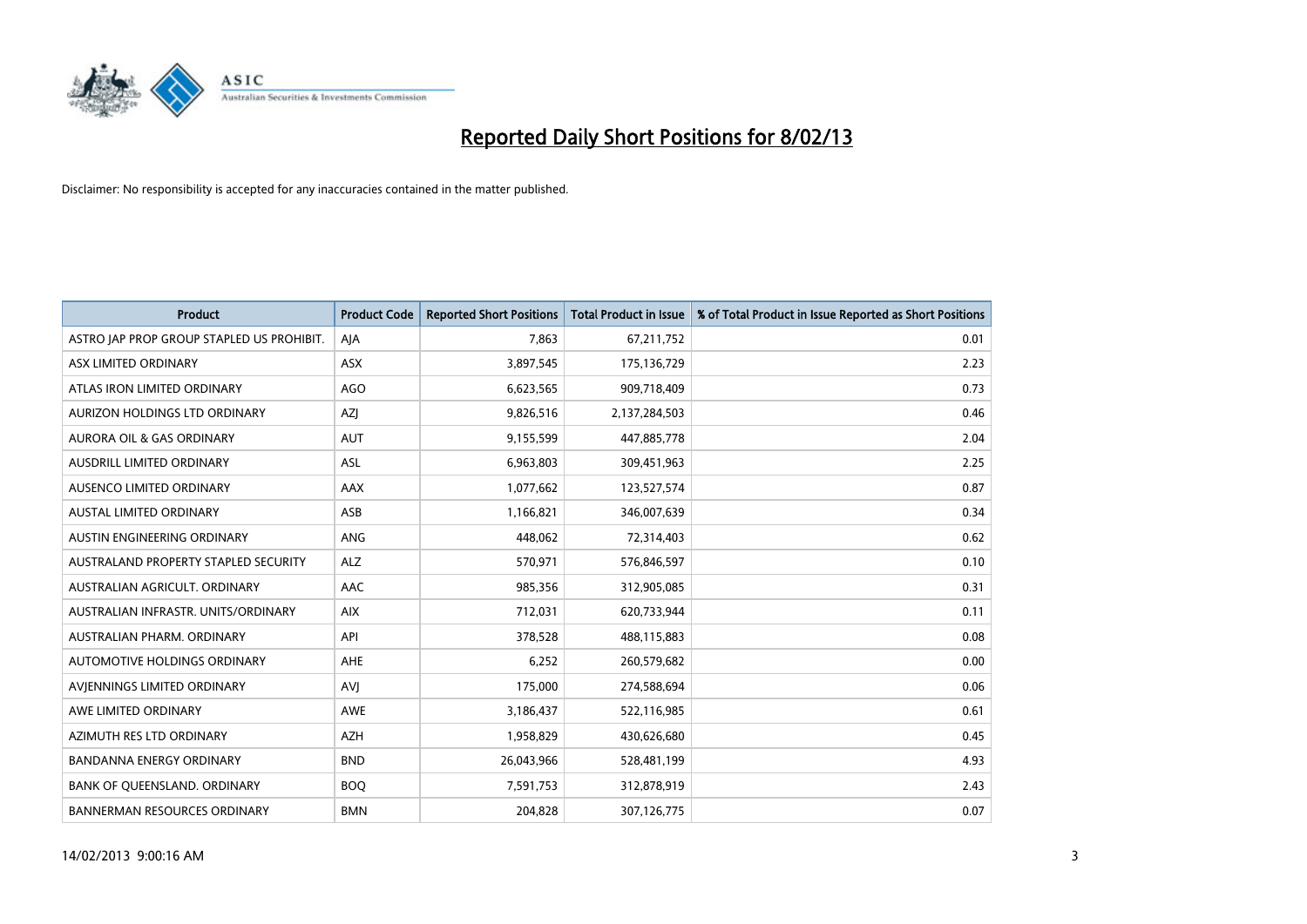# Reported Daily Short Positions for 8/02/13

Disclaimer: No responsibility is accepted for any inaccuracies contained in the matter published.

| Product | Product Code | Reported Short Positions | Total Product in Issue | % of Total Product in Issue Reported as Short Positions |
|---|---|---|---|---|
| ASTRO JAP PROP GROUP STAPLED US PROHIBIT. | AJA | 7,863 | 67,211,752 | 0.01 |
| ASX LIMITED ORDINARY | ASX | 3,897,545 | 175,136,729 | 2.23 |
| ATLAS IRON LIMITED ORDINARY | AGO | 6,623,565 | 909,718,409 | 0.73 |
| AURIZON HOLDINGS LTD ORDINARY | AZJ | 9,826,516 | 2,137,284,503 | 0.46 |
| AURORA OIL & GAS ORDINARY | AUT | 9,155,599 | 447,885,778 | 2.04 |
| AUSDRILL LIMITED ORDINARY | ASL | 6,963,803 | 309,451,963 | 2.25 |
| AUSENCO LIMITED ORDINARY | AAX | 1,077,662 | 123,527,574 | 0.87 |
| AUSTAL LIMITED ORDINARY | ASB | 1,166,821 | 346,007,639 | 0.34 |
| AUSTIN ENGINEERING ORDINARY | ANG | 448,062 | 72,314,403 | 0.62 |
| AUSTRALAND PROPERTY STAPLED SECURITY | ALZ | 570,971 | 576,846,597 | 0.10 |
| AUSTRALIAN AGRICULT. ORDINARY | AAC | 985,356 | 312,905,085 | 0.31 |
| AUSTRALIAN INFRASTR. UNITS/ORDINARY | AIX | 712,031 | 620,733,944 | 0.11 |
| AUSTRALIAN PHARM. ORDINARY | API | 378,528 | 488,115,883 | 0.08 |
| AUTOMOTIVE HOLDINGS ORDINARY | AHE | 6,252 | 260,579,682 | 0.00 |
| AVJENNINGS LIMITED ORDINARY | AVJ | 175,000 | 274,588,694 | 0.06 |
| AWE LIMITED ORDINARY | AWE | 3,186,437 | 522,116,985 | 0.61 |
| AZIMUTH RES LTD ORDINARY | AZH | 1,958,829 | 430,626,680 | 0.45 |
| BANDANNA ENERGY ORDINARY | BND | 26,043,966 | 528,481,199 | 4.93 |
| BANK OF QUEENSLAND. ORDINARY | BOQ | 7,591,753 | 312,878,919 | 2.43 |
| BANNERMAN RESOURCES ORDINARY | BMN | 204,828 | 307,126,775 | 0.07 |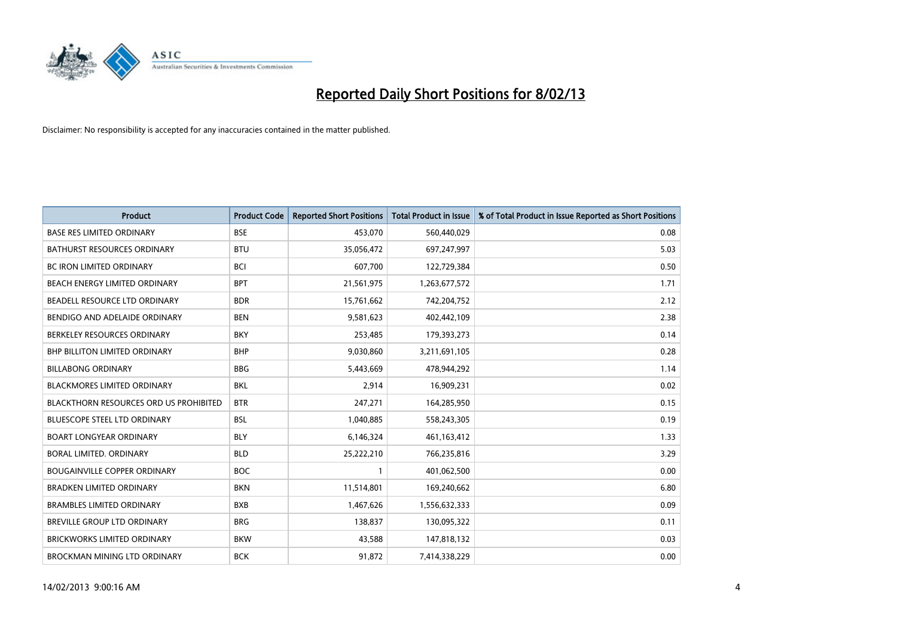# Reported Daily Short Positions for 8/02/13

Disclaimer: No responsibility is accepted for any inaccuracies contained in the matter published.

| Product | Product Code | Reported Short Positions | Total Product in Issue | % of Total Product in Issue Reported as Short Positions |
|---|---|---|---|---|
| BASE RES LIMITED ORDINARY | BSE | 453,070 | 560,440,029 | 0.08 |
| BATHURST RESOURCES ORDINARY | BTU | 35,056,472 | 697,247,997 | 5.03 |
| BC IRON LIMITED ORDINARY | BCI | 607,700 | 122,729,384 | 0.50 |
| BEACH ENERGY LIMITED ORDINARY | BPT | 21,561,975 | 1,263,677,572 | 1.71 |
| BEADELL RESOURCE LTD ORDINARY | BDR | 15,761,662 | 742,204,752 | 2.12 |
| BENDIGO AND ADELAIDE ORDINARY | BEN | 9,581,623 | 402,442,109 | 2.38 |
| BERKELEY RESOURCES ORDINARY | BKY | 253,485 | 179,393,273 | 0.14 |
| BHP BILLITON LIMITED ORDINARY | BHP | 9,030,860 | 3,211,691,105 | 0.28 |
| BILLABONG ORDINARY | BBG | 5,443,669 | 478,944,292 | 1.14 |
| BLACKMORES LIMITED ORDINARY | BKL | 2,914 | 16,909,231 | 0.02 |
| BLACKTHORN RESOURCES ORD US PROHIBITED | BTR | 247,271 | 164,285,950 | 0.15 |
| BLUESCOPE STEEL LTD ORDINARY | BSL | 1,040,885 | 558,243,305 | 0.19 |
| BOART LONGYEAR ORDINARY | BLY | 6,146,324 | 461,163,412 | 1.33 |
| BORAL LIMITED. ORDINARY | BLD | 25,222,210 | 766,235,816 | 3.29 |
| BOUGAINVILLE COPPER ORDINARY | BOC | 1 | 401,062,500 | 0.00 |
| BRADKEN LIMITED ORDINARY | BKN | 11,514,801 | 169,240,662 | 6.80 |
| BRAMBLES LIMITED ORDINARY | BXB | 1,467,626 | 1,556,632,333 | 0.09 |
| BREVILLE GROUP LTD ORDINARY | BRG | 138,837 | 130,095,322 | 0.11 |
| BRICKWORKS LIMITED ORDINARY | BKW | 43,588 | 147,818,132 | 0.03 |
| BROCKMAN MINING LTD ORDINARY | BCK | 91,872 | 7,414,338,229 | 0.00 |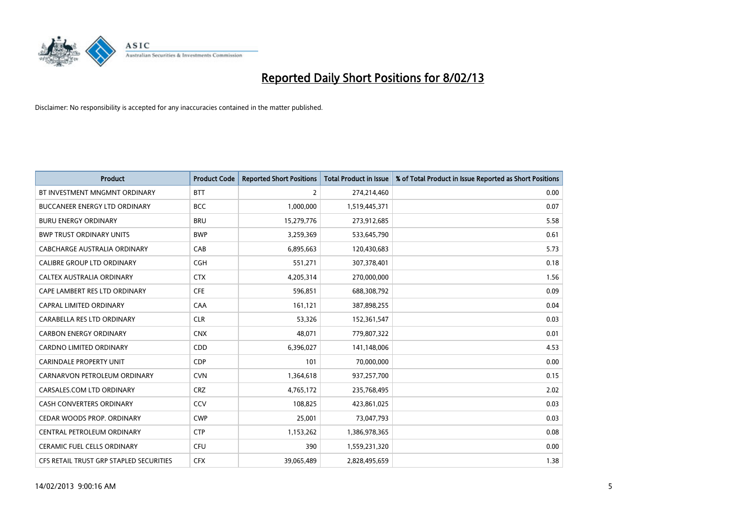# Reported Daily Short Positions for 8/02/13

Disclaimer: No responsibility is accepted for any inaccuracies contained in the matter published.

| Product | Product Code | Reported Short Positions | Total Product in Issue | % of Total Product in Issue Reported as Short Positions |
|---|---|---|---|---|
| BT INVESTMENT MNGMNT ORDINARY | BTT | 2 | 274,214,460 | 0.00 |
| BUCCANEER ENERGY LTD ORDINARY | BCC | 1,000,000 | 1,519,445,371 | 0.07 |
| BURU ENERGY ORDINARY | BRU | 15,279,776 | 273,912,685 | 5.58 |
| BWP TRUST ORDINARY UNITS | BWP | 3,259,369 | 533,645,790 | 0.61 |
| CABCHARGE AUSTRALIA ORDINARY | CAB | 6,895,663 | 120,430,683 | 5.73 |
| CALIBRE GROUP LTD ORDINARY | CGH | 551,271 | 307,378,401 | 0.18 |
| CALTEX AUSTRALIA ORDINARY | CTX | 4,205,314 | 270,000,000 | 1.56 |
| CAPE LAMBERT RES LTD ORDINARY | CFE | 596,851 | 688,308,792 | 0.09 |
| CAPRAL LIMITED ORDINARY | CAA | 161,121 | 387,898,255 | 0.04 |
| CARABELLA RES LTD ORDINARY | CLR | 53,326 | 152,361,547 | 0.03 |
| CARBON ENERGY ORDINARY | CNX | 48,071 | 779,807,322 | 0.01 |
| CARDNO LIMITED ORDINARY | CDD | 6,396,027 | 141,148,006 | 4.53 |
| CARINDALE PROPERTY UNIT | CDP | 101 | 70,000,000 | 0.00 |
| CARNARVON PETROLEUM ORDINARY | CVN | 1,364,618 | 937,257,700 | 0.15 |
| CARSALES.COM LTD ORDINARY | CRZ | 4,765,172 | 235,768,495 | 2.02 |
| CASH CONVERTERS ORDINARY | CCV | 108,825 | 423,861,025 | 0.03 |
| CEDAR WOODS PROP. ORDINARY | CWP | 25,001 | 73,047,793 | 0.03 |
| CENTRAL PETROLEUM ORDINARY | CTP | 1,153,262 | 1,386,978,365 | 0.08 |
| CERAMIC FUEL CELLS ORDINARY | CFU | 390 | 1,559,231,320 | 0.00 |
| CFS RETAIL TRUST GRP STAPLED SECURITIES | CFX | 39,065,489 | 2,828,495,659 | 1.38 |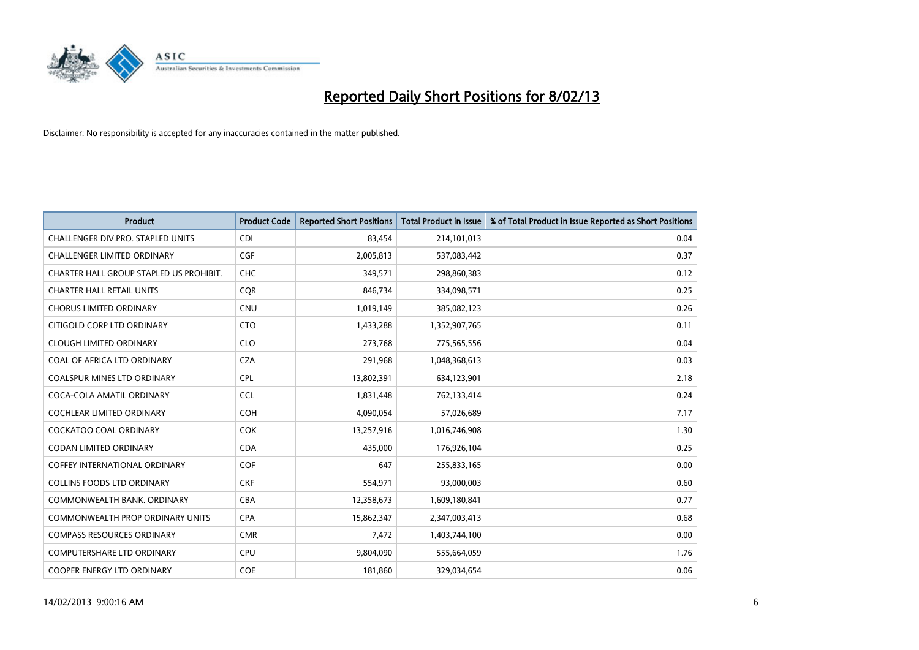# Reported Daily Short Positions for 8/02/13

Disclaimer: No responsibility is accepted for any inaccuracies contained in the matter published.

| Product | Product Code | Reported Short Positions | Total Product in Issue | % of Total Product in Issue Reported as Short Positions |
| --- | --- | --- | --- | --- |
| CHALLENGER DIV.PRO. STAPLED UNITS | CDI | 83,454 | 214,101,013 | 0.04 |
| CHALLENGER LIMITED ORDINARY | CGF | 2,005,813 | 537,083,442 | 0.37 |
| CHARTER HALL GROUP STAPLED US PROHIBIT. | CHC | 349,571 | 298,860,383 | 0.12 |
| CHARTER HALL RETAIL UNITS | CQR | 846,734 | 334,098,571 | 0.25 |
| CHORUS LIMITED ORDINARY | CNU | 1,019,149 | 385,082,123 | 0.26 |
| CITIGOLD CORP LTD ORDINARY | CTO | 1,433,288 | 1,352,907,765 | 0.11 |
| CLOUGH LIMITED ORDINARY | CLO | 273,768 | 775,565,556 | 0.04 |
| COAL OF AFRICA LTD ORDINARY | CZA | 291,968 | 1,048,368,613 | 0.03 |
| COALSPUR MINES LTD ORDINARY | CPL | 13,802,391 | 634,123,901 | 2.18 |
| COCA-COLA AMATIL ORDINARY | CCL | 1,831,448 | 762,133,414 | 0.24 |
| COCHLEAR LIMITED ORDINARY | COH | 4,090,054 | 57,026,689 | 7.17 |
| COCKATOO COAL ORDINARY | COK | 13,257,916 | 1,016,746,908 | 1.30 |
| CODAN LIMITED ORDINARY | CDA | 435,000 | 176,926,104 | 0.25 |
| COFFEY INTERNATIONAL ORDINARY | COF | 647 | 255,833,165 | 0.00 |
| COLLINS FOODS LTD ORDINARY | CKF | 554,971 | 93,000,003 | 0.60 |
| COMMONWEALTH BANK. ORDINARY | CBA | 12,358,673 | 1,609,180,841 | 0.77 |
| COMMONWEALTH PROP ORDINARY UNITS | CPA | 15,862,347 | 2,347,003,413 | 0.68 |
| COMPASS RESOURCES ORDINARY | CMR | 7,472 | 1,403,744,100 | 0.00 |
| COMPUTERSHARE LTD ORDINARY | CPU | 9,804,090 | 555,664,059 | 1.76 |
| COOPER ENERGY LTD ORDINARY | COE | 181,860 | 329,034,654 | 0.06 |

14/02/2013 9:00:16 AM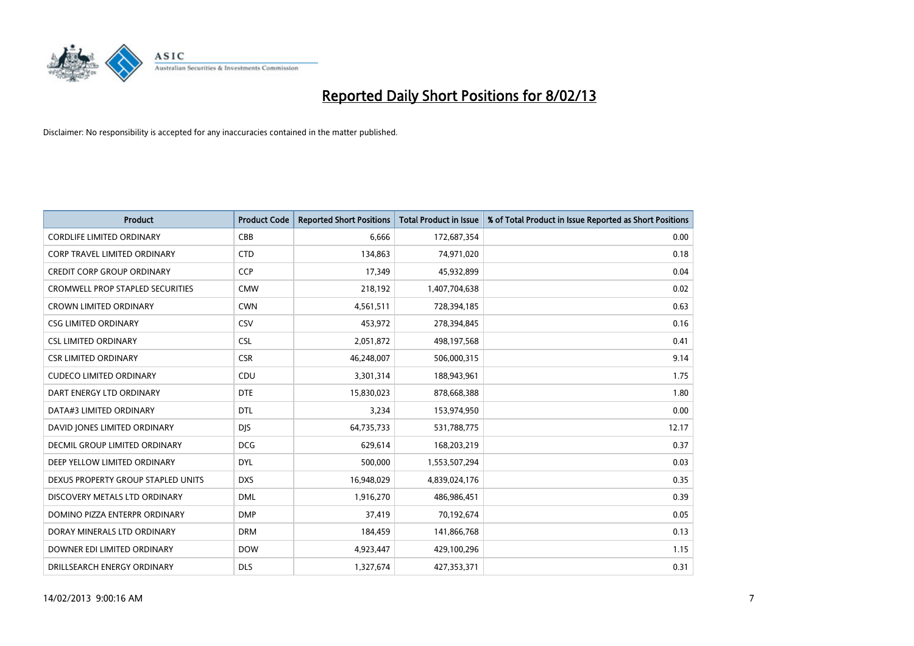# Reported Daily Short Positions for 8/02/13

Disclaimer: No responsibility is accepted for any inaccuracies contained in the matter published.

| Product | Product Code | Reported Short Positions | Total Product in Issue | % of Total Product in Issue Reported as Short Positions |
|---|---|---|---|---|
| CORDLIFE LIMITED ORDINARY | CBB | 6,666 | 172,687,354 | 0.00 |
| CORP TRAVEL LIMITED ORDINARY | CTD | 134,863 | 74,971,020 | 0.18 |
| CREDIT CORP GROUP ORDINARY | CCP | 17,349 | 45,932,899 | 0.04 |
| CROMWELL PROP STAPLED SECURITIES | CMW | 218,192 | 1,407,704,638 | 0.02 |
| CROWN LIMITED ORDINARY | CWN | 4,561,511 | 728,394,185 | 0.63 |
| CSG LIMITED ORDINARY | CSV | 453,972 | 278,394,845 | 0.16 |
| CSL LIMITED ORDINARY | CSL | 2,051,872 | 498,197,568 | 0.41 |
| CSR LIMITED ORDINARY | CSR | 46,248,007 | 506,000,315 | 9.14 |
| CUDECO LIMITED ORDINARY | CDU | 3,301,314 | 188,943,961 | 1.75 |
| DART ENERGY LTD ORDINARY | DTE | 15,830,023 | 878,668,388 | 1.80 |
| DATA#3 LIMITED ORDINARY | DTL | 3,234 | 153,974,950 | 0.00 |
| DAVID JONES LIMITED ORDINARY | DJS | 64,735,733 | 531,788,775 | 12.17 |
| DECMIL GROUP LIMITED ORDINARY | DCG | 629,614 | 168,203,219 | 0.37 |
| DEEP YELLOW LIMITED ORDINARY | DYL | 500,000 | 1,553,507,294 | 0.03 |
| DEXUS PROPERTY GROUP STAPLED UNITS | DXS | 16,948,029 | 4,839,024,176 | 0.35 |
| DISCOVERY METALS LTD ORDINARY | DML | 1,916,270 | 486,986,451 | 0.39 |
| DOMINO PIZZA ENTERPR ORDINARY | DMP | 37,419 | 70,192,674 | 0.05 |
| DORAY MINERALS LTD ORDINARY | DRM | 184,459 | 141,866,768 | 0.13 |
| DOWNER EDI LIMITED ORDINARY | DOW | 4,923,447 | 429,100,296 | 1.15 |
| DRILLSEARCH ENERGY ORDINARY | DLS | 1,327,674 | 427,353,371 | 0.31 |

14/02/2013 9:00:16 AM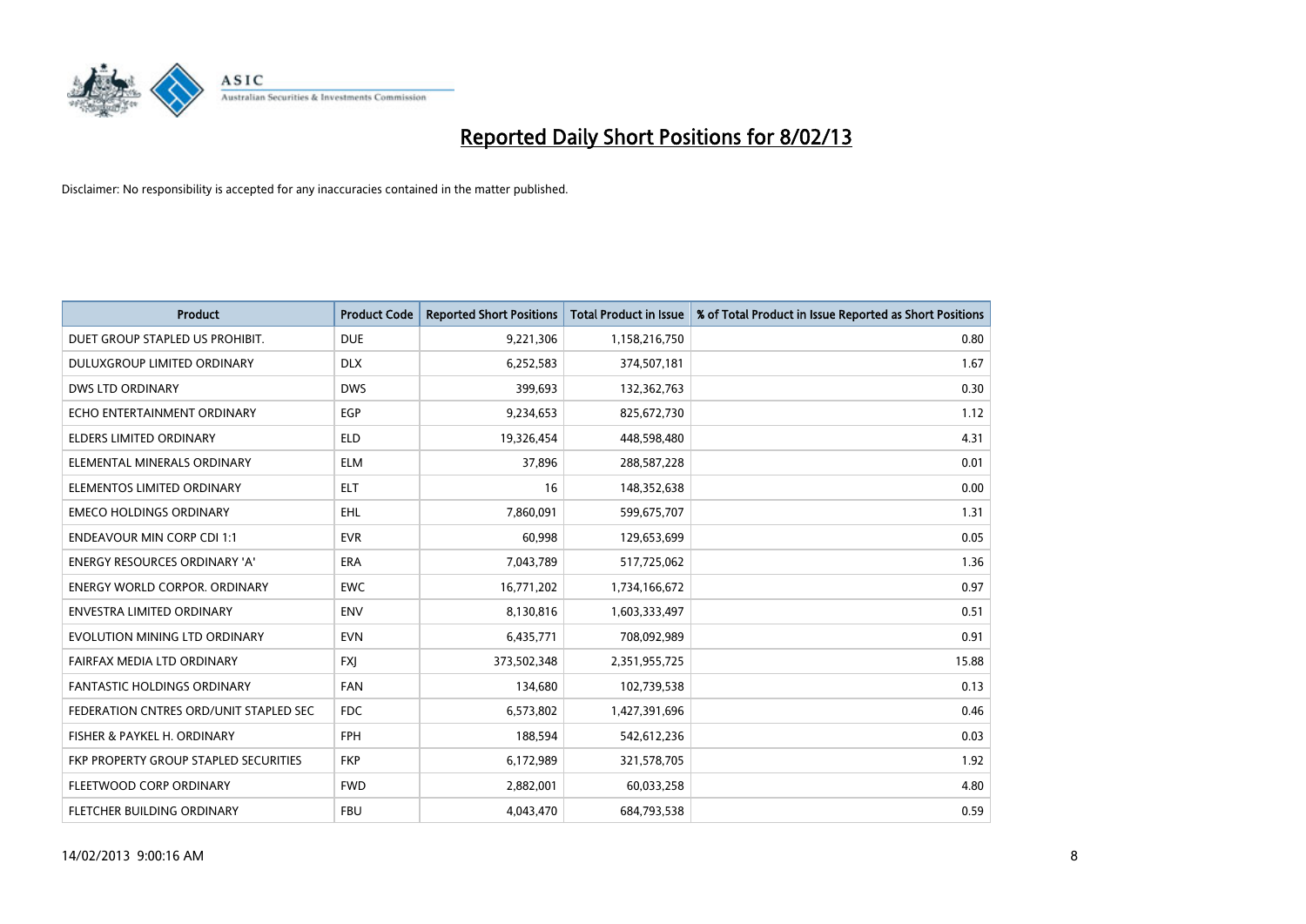# Reported Daily Short Positions for 8/02/13

Disclaimer: No responsibility is accepted for any inaccuracies contained in the matter published.

| Product | Product Code | Reported Short Positions | Total Product in Issue | % of Total Product in Issue Reported as Short Positions |
|---|---|---|---|---|
| DUET GROUP STAPLED US PROHIBIT. | DUE | 9,221,306 | 1,158,216,750 | 0.80 |
| DULUXGROUP LIMITED ORDINARY | DLX | 6,252,583 | 374,507,181 | 1.67 |
| DWS LTD ORDINARY | DWS | 399,693 | 132,362,763 | 0.30 |
| ECHO ENTERTAINMENT ORDINARY | EGP | 9,234,653 | 825,672,730 | 1.12 |
| ELDERS LIMITED ORDINARY | ELD | 19,326,454 | 448,598,480 | 4.31 |
| ELEMENTAL MINERALS ORDINARY | ELM | 37,896 | 288,587,228 | 0.01 |
| ELEMENTOS LIMITED ORDINARY | ELT | 16 | 148,352,638 | 0.00 |
| EMECO HOLDINGS ORDINARY | EHL | 7,860,091 | 599,675,707 | 1.31 |
| ENDEAVOUR MIN CORP CDI 1:1 | EVR | 60,998 | 129,653,699 | 0.05 |
| ENERGY RESOURCES ORDINARY 'A' | ERA | 7,043,789 | 517,725,062 | 1.36 |
| ENERGY WORLD CORPOR. ORDINARY | EWC | 16,771,202 | 1,734,166,672 | 0.97 |
| ENVESTRA LIMITED ORDINARY | ENV | 8,130,816 | 1,603,333,497 | 0.51 |
| EVOLUTION MINING LTD ORDINARY | EVN | 6,435,771 | 708,092,989 | 0.91 |
| FAIRFAX MEDIA LTD ORDINARY | FXJ | 373,502,348 | 2,351,955,725 | 15.88 |
| FANTASTIC HOLDINGS ORDINARY | FAN | 134,680 | 102,739,538 | 0.13 |
| FEDERATION CNTRES ORD/UNIT STAPLED SEC | FDC | 6,573,802 | 1,427,391,696 | 0.46 |
| FISHER & PAYKEL H. ORDINARY | FPH | 188,594 | 542,612,236 | 0.03 |
| FKP PROPERTY GROUP STAPLED SECURITIES | FKP | 6,172,989 | 321,578,705 | 1.92 |
| FLEETWOOD CORP ORDINARY | FWD | 2,882,001 | 60,033,258 | 4.80 |
| FLETCHER BUILDING ORDINARY | FBU | 4,043,470 | 684,793,538 | 0.59 |

14/02/2013 9:00:16 AM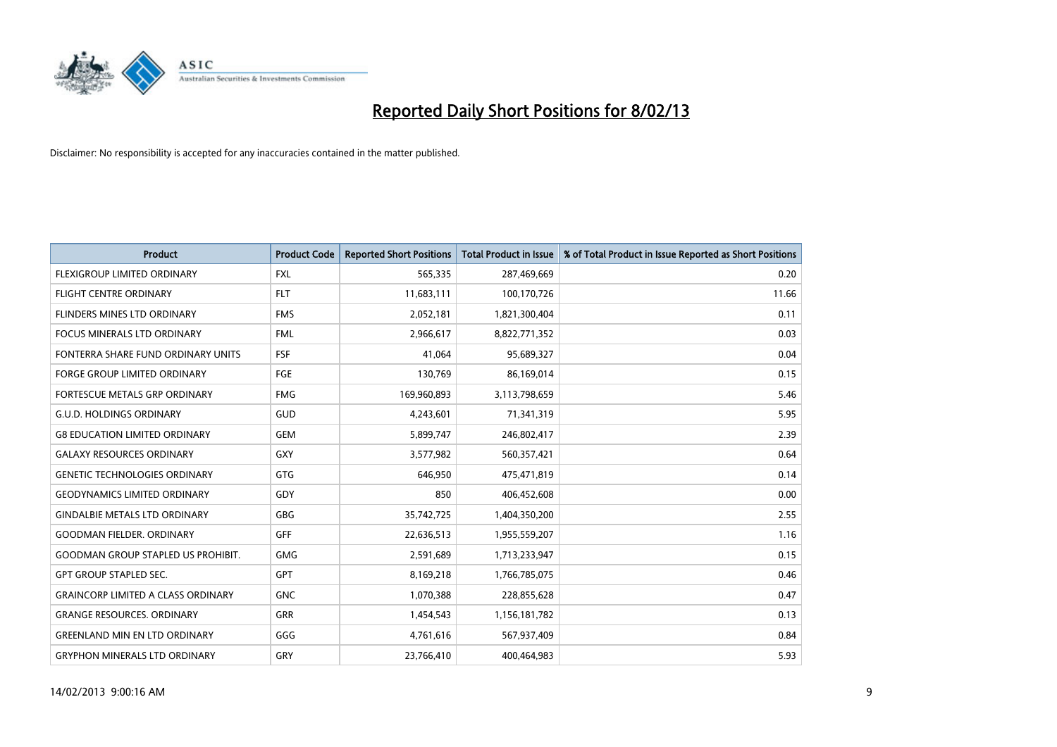# Reported Daily Short Positions for 8/02/13

Disclaimer: No responsibility is accepted for any inaccuracies contained in the matter published.

| Product | Product Code | Reported Short Positions | Total Product in Issue | % of Total Product in Issue Reported as Short Positions |
|---|---|---|---|---|
| FLEXIGROUP LIMITED ORDINARY | FXL | 565,335 | 287,469,669 | 0.20 |
| FLIGHT CENTRE ORDINARY | FLT | 11,683,111 | 100,170,726 | 11.66 |
| FLINDERS MINES LTD ORDINARY | FMS | 2,052,181 | 1,821,300,404 | 0.11 |
| FOCUS MINERALS LTD ORDINARY | FML | 2,966,617 | 8,822,771,352 | 0.03 |
| FONTERRA SHARE FUND ORDINARY UNITS | FSF | 41,064 | 95,689,327 | 0.04 |
| FORGE GROUP LIMITED ORDINARY | FGE | 130,769 | 86,169,014 | 0.15 |
| FORTESCUE METALS GRP ORDINARY | FMG | 169,960,893 | 3,113,798,659 | 5.46 |
| G.U.D. HOLDINGS ORDINARY | GUD | 4,243,601 | 71,341,319 | 5.95 |
| G8 EDUCATION LIMITED ORDINARY | GEM | 5,899,747 | 246,802,417 | 2.39 |
| GALAXY RESOURCES ORDINARY | GXY | 3,577,982 | 560,357,421 | 0.64 |
| GENETIC TECHNOLOGIES ORDINARY | GTG | 646,950 | 475,471,819 | 0.14 |
| GEODYNAMICS LIMITED ORDINARY | GDY | 850 | 406,452,608 | 0.00 |
| GINDALBIE METALS LTD ORDINARY | GBG | 35,742,725 | 1,404,350,200 | 2.55 |
| GOODMAN FIELDER. ORDINARY | GFF | 22,636,513 | 1,955,559,207 | 1.16 |
| GOODMAN GROUP STAPLED US PROHIBIT. | GMG | 2,591,689 | 1,713,233,947 | 0.15 |
| GPT GROUP STAPLED SEC. | GPT | 8,169,218 | 1,766,785,075 | 0.46 |
| GRAINCORP LIMITED A CLASS ORDINARY | GNC | 1,070,388 | 228,855,628 | 0.47 |
| GRANGE RESOURCES. ORDINARY | GRR | 1,454,543 | 1,156,181,782 | 0.13 |
| GREENLAND MIN EN LTD ORDINARY | GGG | 4,761,616 | 567,937,409 | 0.84 |
| GRYPHON MINERALS LTD ORDINARY | GRY | 23,766,410 | 400,464,983 | 5.93 |

14/02/2013 9:00:16 AM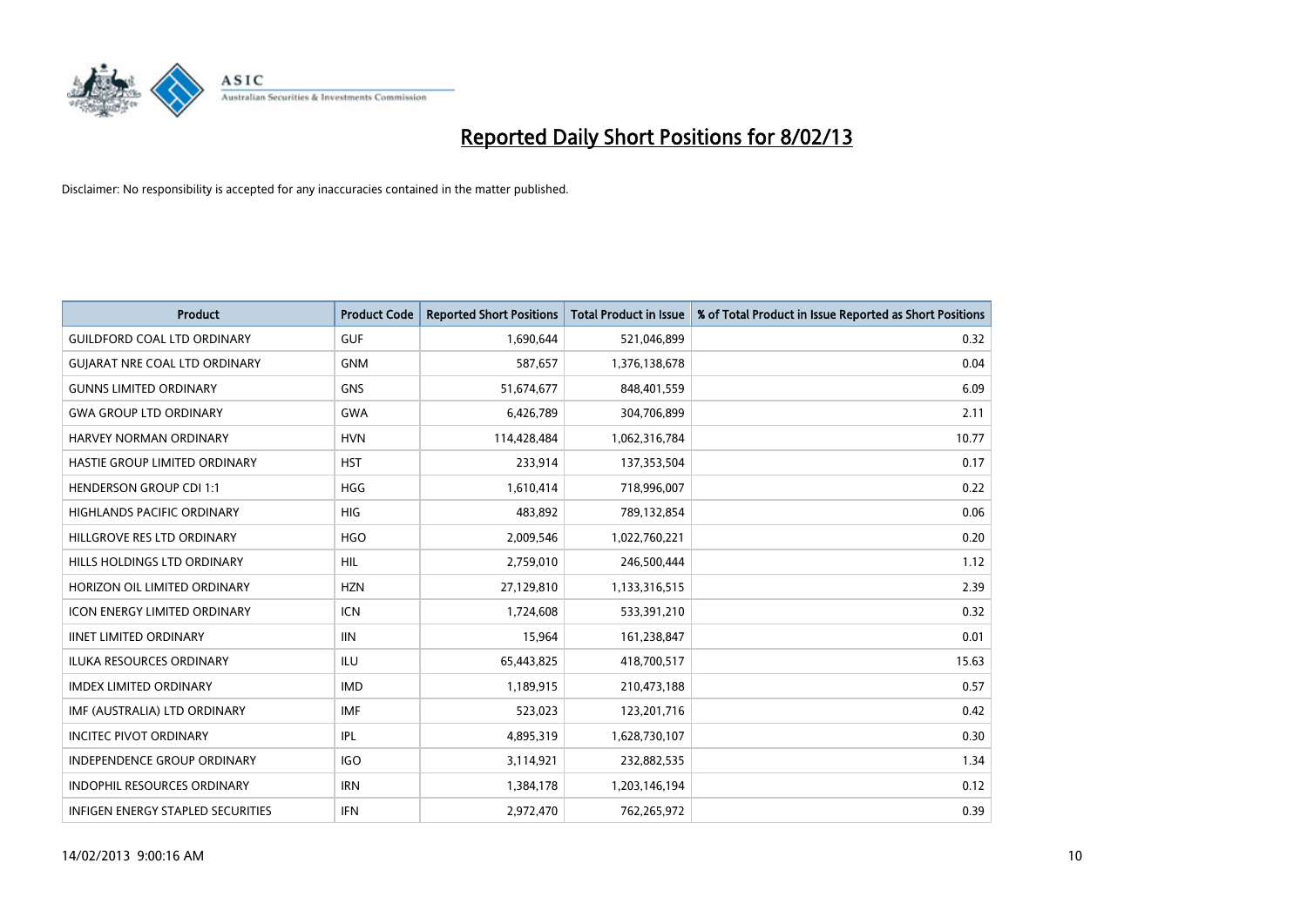# Reported Daily Short Positions for 8/02/13

Disclaimer: No responsibility is accepted for any inaccuracies contained in the matter published.

| Product | Product Code | Reported Short Positions | Total Product in Issue | % of Total Product in Issue Reported as Short Positions |
|---|---|---|---|---|
| GUILDFORD COAL LTD ORDINARY | GUF | 1,690,644 | 521,046,899 | 0.32 |
| GUJARAT NRE COAL LTD ORDINARY | GNM | 587,657 | 1,376,138,678 | 0.04 |
| GUNNS LIMITED ORDINARY | GNS | 51,674,677 | 848,401,559 | 6.09 |
| GWA GROUP LTD ORDINARY | GWA | 6,426,789 | 304,706,899 | 2.11 |
| HARVEY NORMAN ORDINARY | HVN | 114,428,484 | 1,062,316,784 | 10.77 |
| HASTIE GROUP LIMITED ORDINARY | HST | 233,914 | 137,353,504 | 0.17 |
| HENDERSON GROUP CDI 1:1 | HGG | 1,610,414 | 718,996,007 | 0.22 |
| HIGHLANDS PACIFIC ORDINARY | HIG | 483,892 | 789,132,854 | 0.06 |
| HILLGROVE RES LTD ORDINARY | HGO | 2,009,546 | 1,022,760,221 | 0.20 |
| HILLS HOLDINGS LTD ORDINARY | HIL | 2,759,010 | 246,500,444 | 1.12 |
| HORIZON OIL LIMITED ORDINARY | HZN | 27,129,810 | 1,133,316,515 | 2.39 |
| ICON ENERGY LIMITED ORDINARY | ICN | 1,724,608 | 533,391,210 | 0.32 |
| IINET LIMITED ORDINARY | IIN | 15,964 | 161,238,847 | 0.01 |
| ILUKA RESOURCES ORDINARY | ILU | 65,443,825 | 418,700,517 | 15.63 |
| IMDEX LIMITED ORDINARY | IMD | 1,189,915 | 210,473,188 | 0.57 |
| IMF (AUSTRALIA) LTD ORDINARY | IMF | 523,023 | 123,201,716 | 0.42 |
| INCITEC PIVOT ORDINARY | IPL | 4,895,319 | 1,628,730,107 | 0.30 |
| INDEPENDENCE GROUP ORDINARY | IGO | 3,114,921 | 232,882,535 | 1.34 |
| INDOPHIL RESOURCES ORDINARY | IRN | 1,384,178 | 1,203,146,194 | 0.12 |
| INFIGEN ENERGY STAPLED SECURITIES | IFN | 2,972,470 | 762,265,972 | 0.39 |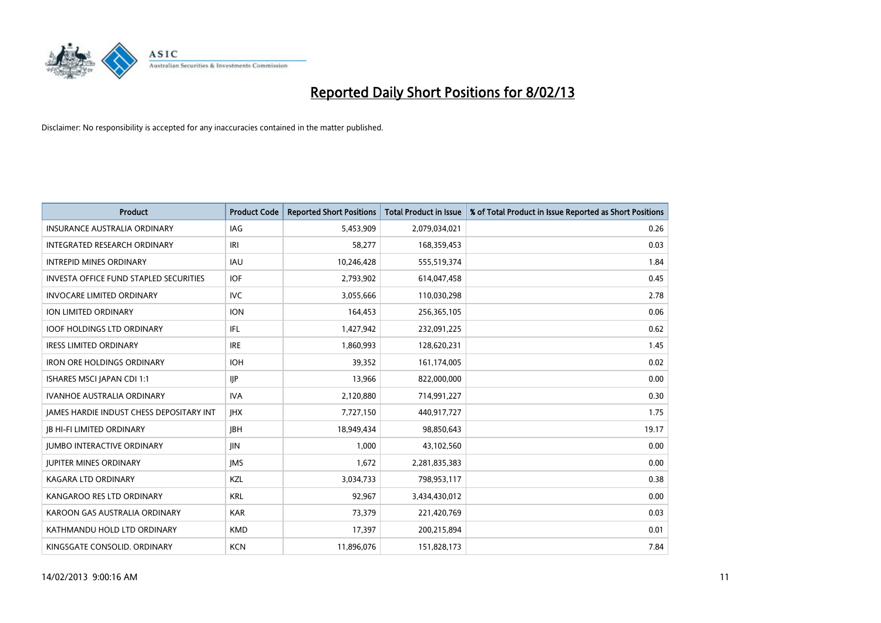# Reported Daily Short Positions for 8/02/13

Disclaimer: No responsibility is accepted for any inaccuracies contained in the matter published.

| Product | Product Code | Reported Short Positions | Total Product in Issue | % of Total Product in Issue Reported as Short Positions |
|---|---|---|---|---|
| INSURANCE AUSTRALIA ORDINARY | IAG | 5,453,909 | 2,079,034,021 | 0.26 |
| INTEGRATED RESEARCH ORDINARY | IRI | 58,277 | 168,359,453 | 0.03 |
| INTREPID MINES ORDINARY | IAU | 10,246,428 | 555,519,374 | 1.84 |
| INVESTA OFFICE FUND STAPLED SECURITIES | IOF | 2,793,902 | 614,047,458 | 0.45 |
| INVOCARE LIMITED ORDINARY | IVC | 3,055,666 | 110,030,298 | 2.78 |
| ION LIMITED ORDINARY | ION | 164,453 | 256,365,105 | 0.06 |
| IOOF HOLDINGS LTD ORDINARY | IFL | 1,427,942 | 232,091,225 | 0.62 |
| IRESS LIMITED ORDINARY | IRE | 1,860,993 | 128,620,231 | 1.45 |
| IRON ORE HOLDINGS ORDINARY | IOH | 39,352 | 161,174,005 | 0.02 |
| ISHARES MSCI JAPAN CDI 1:1 | IJP | 13,966 | 822,000,000 | 0.00 |
| IVANHOE AUSTRALIA ORDINARY | IVA | 2,120,880 | 714,991,227 | 0.30 |
| JAMES HARDIE INDUST CHESS DEPOSITARY INT | JHX | 7,727,150 | 440,917,727 | 1.75 |
| JB HI-FI LIMITED ORDINARY | JBH | 18,949,434 | 98,850,643 | 19.17 |
| JUMBO INTERACTIVE ORDINARY | JIN | 1,000 | 43,102,560 | 0.00 |
| JUPITER MINES ORDINARY | JMS | 1,672 | 2,281,835,383 | 0.00 |
| KAGARA LTD ORDINARY | KZL | 3,034,733 | 798,953,117 | 0.38 |
| KANGAROO RES LTD ORDINARY | KRL | 92,967 | 3,434,430,012 | 0.00 |
| KAROON GAS AUSTRALIA ORDINARY | KAR | 73,379 | 221,420,769 | 0.03 |
| KATHMANDU HOLD LTD ORDINARY | KMD | 17,397 | 200,215,894 | 0.01 |
| KINGSGATE CONSOLID. ORDINARY | KCN | 11,896,076 | 151,828,173 | 7.84 |

14/02/2013 9:00:16 AM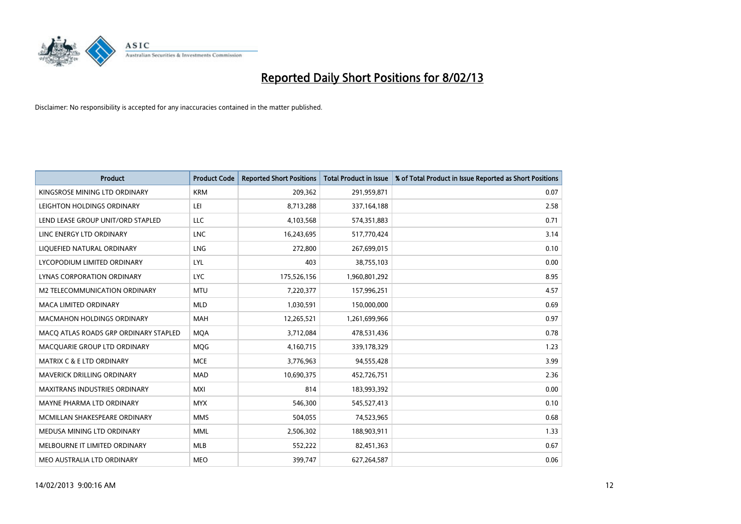# Reported Daily Short Positions for 8/02/13

Disclaimer: No responsibility is accepted for any inaccuracies contained in the matter published.

| Product | Product Code | Reported Short Positions | Total Product in Issue | % of Total Product in Issue Reported as Short Positions |
|---|---|---|---|---|
| KINGSROSE MINING LTD ORDINARY | KRM | 209,362 | 291,959,871 | 0.07 |
| LEIGHTON HOLDINGS ORDINARY | LEI | 8,713,288 | 337,164,188 | 2.58 |
| LEND LEASE GROUP UNIT/ORD STAPLED | LLC | 4,103,568 | 574,351,883 | 0.71 |
| LINC ENERGY LTD ORDINARY | LNC | 16,243,695 | 517,770,424 | 3.14 |
| LIQUEFIED NATURAL ORDINARY | LNG | 272,800 | 267,699,015 | 0.10 |
| LYCOPODIUM LIMITED ORDINARY | LYL | 403 | 38,755,103 | 0.00 |
| LYNAS CORPORATION ORDINARY | LYC | 175,526,156 | 1,960,801,292 | 8.95 |
| M2 TELECOMMUNICATION ORDINARY | MTU | 7,220,377 | 157,996,251 | 4.57 |
| MACA LIMITED ORDINARY | MLD | 1,030,591 | 150,000,000 | 0.69 |
| MACMAHON HOLDINGS ORDINARY | MAH | 12,265,521 | 1,261,699,966 | 0.97 |
| MACQ ATLAS ROADS GRP ORDINARY STAPLED | MQA | 3,712,084 | 478,531,436 | 0.78 |
| MACQUARIE GROUP LTD ORDINARY | MQG | 4,160,715 | 339,178,329 | 1.23 |
| MATRIX C & E LTD ORDINARY | MCE | 3,776,963 | 94,555,428 | 3.99 |
| MAVERICK DRILLING ORDINARY | MAD | 10,690,375 | 452,726,751 | 2.36 |
| MAXITRANS INDUSTRIES ORDINARY | MXI | 814 | 183,993,392 | 0.00 |
| MAYNE PHARMA LTD ORDINARY | MYX | 546,300 | 545,527,413 | 0.10 |
| MCMILLAN SHAKESPEARE ORDINARY | MMS | 504,055 | 74,523,965 | 0.68 |
| MEDUSA MINING LTD ORDINARY | MML | 2,506,302 | 188,903,911 | 1.33 |
| MELBOURNE IT LIMITED ORDINARY | MLB | 552,222 | 82,451,363 | 0.67 |
| MEO AUSTRALIA LTD ORDINARY | MEO | 399,747 | 627,264,587 | 0.06 |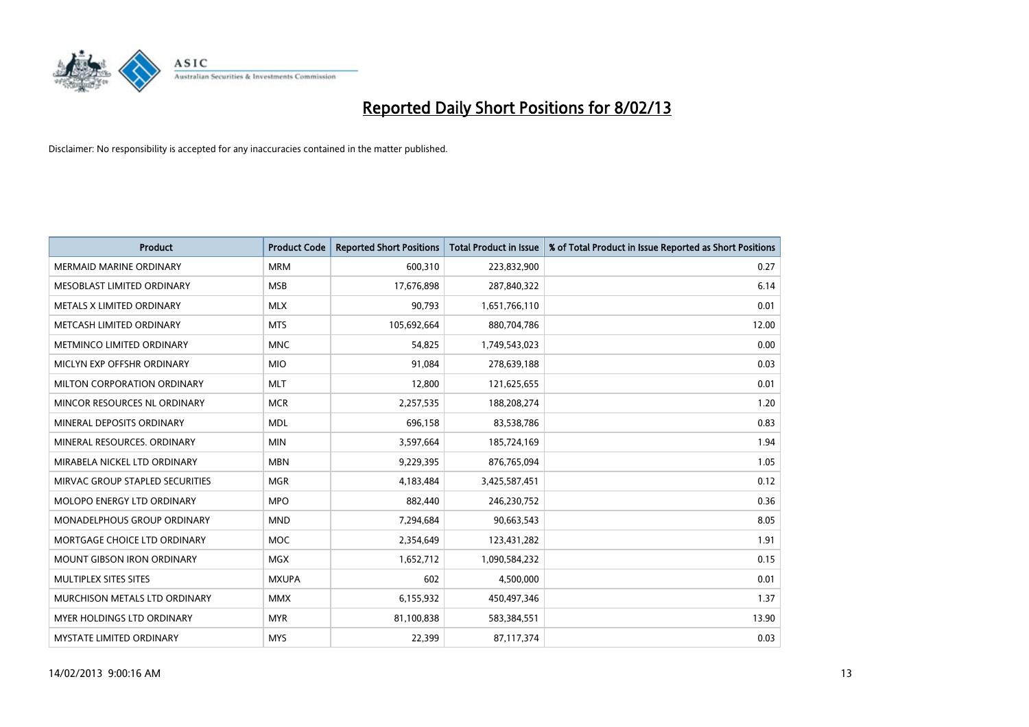# Reported Daily Short Positions for 8/02/13

Disclaimer: No responsibility is accepted for any inaccuracies contained in the matter published.

| Product | Product Code | Reported Short Positions | Total Product in Issue | % of Total Product in Issue Reported as Short Positions |
|---|---|---|---|---|
| MERMAID MARINE ORDINARY | MRM | 600,310 | 223,832,900 | 0.27 |
| MESOBLAST LIMITED ORDINARY | MSB | 17,676,898 | 287,840,322 | 6.14 |
| METALS X LIMITED ORDINARY | MLX | 90,793 | 1,651,766,110 | 0.01 |
| METCASH LIMITED ORDINARY | MTS | 105,692,664 | 880,704,786 | 12.00 |
| METMINCO LIMITED ORDINARY | MNC | 54,825 | 1,749,543,023 | 0.00 |
| MICLYN EXP OFFSHR ORDINARY | MIO | 91,084 | 278,639,188 | 0.03 |
| MILTON CORPORATION ORDINARY | MLT | 12,800 | 121,625,655 | 0.01 |
| MINCOR RESOURCES NL ORDINARY | MCR | 2,257,535 | 188,208,274 | 1.20 |
| MINERAL DEPOSITS ORDINARY | MDL | 696,158 | 83,538,786 | 0.83 |
| MINERAL RESOURCES. ORDINARY | MIN | 3,597,664 | 185,724,169 | 1.94 |
| MIRABELA NICKEL LTD ORDINARY | MBN | 9,229,395 | 876,765,094 | 1.05 |
| MIRVAC GROUP STAPLED SECURITIES | MGR | 4,183,484 | 3,425,587,451 | 0.12 |
| MOLOPO ENERGY LTD ORDINARY | MPO | 882,440 | 246,230,752 | 0.36 |
| MONADELPHOUS GROUP ORDINARY | MND | 7,294,684 | 90,663,543 | 8.05 |
| MORTGAGE CHOICE LTD ORDINARY | MOC | 2,354,649 | 123,431,282 | 1.91 |
| MOUNT GIBSON IRON ORDINARY | MGX | 1,652,712 | 1,090,584,232 | 0.15 |
| MULTIPLEX SITES SITES | MXUPA | 602 | 4,500,000 | 0.01 |
| MURCHISON METALS LTD ORDINARY | MMX | 6,155,932 | 450,497,346 | 1.37 |
| MYER HOLDINGS LTD ORDINARY | MYR | 81,100,838 | 583,384,551 | 13.90 |
| MYSTATE LIMITED ORDINARY | MYS | 22,399 | 87,117,374 | 0.03 |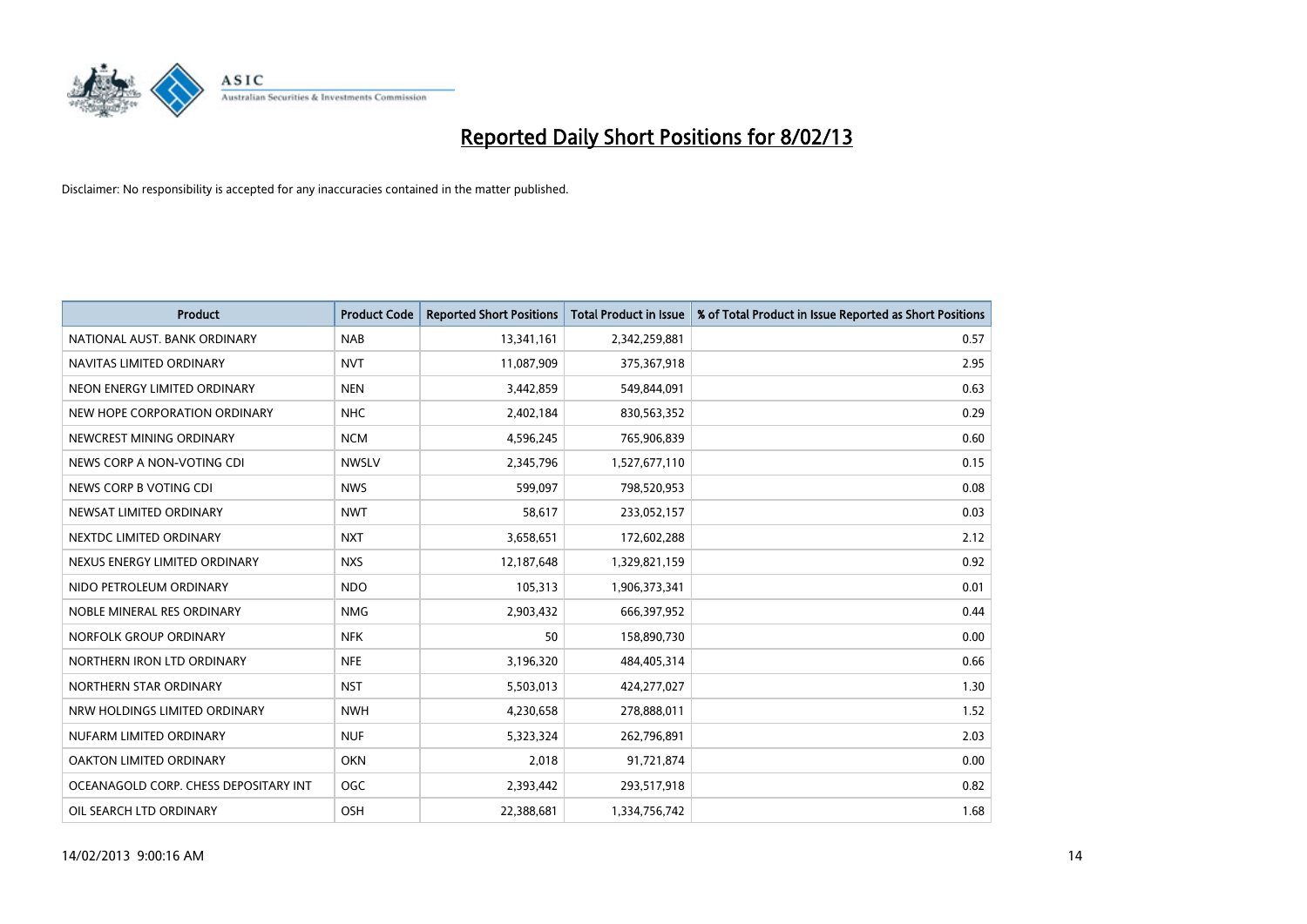# Reported Daily Short Positions for 8/02/13

Disclaimer: No responsibility is accepted for any inaccuracies contained in the matter published.

| Product | Product Code | Reported Short Positions | Total Product in Issue | % of Total Product in Issue Reported as Short Positions |
|---|---|---|---|---|
| NATIONAL AUST. BANK ORDINARY | NAB | 13,341,161 | 2,342,259,881 | 0.57 |
| NAVITAS LIMITED ORDINARY | NVT | 11,087,909 | 375,367,918 | 2.95 |
| NEON ENERGY LIMITED ORDINARY | NEN | 3,442,859 | 549,844,091 | 0.63 |
| NEW HOPE CORPORATION ORDINARY | NHC | 2,402,184 | 830,563,352 | 0.29 |
| NEWCREST MINING ORDINARY | NCM | 4,596,245 | 765,906,839 | 0.60 |
| NEWS CORP A NON-VOTING CDI | NWSLV | 2,345,796 | 1,527,677,110 | 0.15 |
| NEWS CORP B VOTING CDI | NWS | 599,097 | 798,520,953 | 0.08 |
| NEWSAT LIMITED ORDINARY | NWT | 58,617 | 233,052,157 | 0.03 |
| NEXTDC LIMITED ORDINARY | NXT | 3,658,651 | 172,602,288 | 2.12 |
| NEXUS ENERGY LIMITED ORDINARY | NXS | 12,187,648 | 1,329,821,159 | 0.92 |
| NIDO PETROLEUM ORDINARY | NDO | 105,313 | 1,906,373,341 | 0.01 |
| NOBLE MINERAL RES ORDINARY | NMG | 2,903,432 | 666,397,952 | 0.44 |
| NORFOLK GROUP ORDINARY | NFK | 50 | 158,890,730 | 0.00 |
| NORTHERN IRON LTD ORDINARY | NFE | 3,196,320 | 484,405,314 | 0.66 |
| NORTHERN STAR ORDINARY | NST | 5,503,013 | 424,277,027 | 1.30 |
| NRW HOLDINGS LIMITED ORDINARY | NWH | 4,230,658 | 278,888,011 | 1.52 |
| NUFARM LIMITED ORDINARY | NUF | 5,323,324 | 262,796,891 | 2.03 |
| OAKTON LIMITED ORDINARY | OKN | 2,018 | 91,721,874 | 0.00 |
| OCEANAGOLD CORP. CHESS DEPOSITARY INT | OGC | 2,393,442 | 293,517,918 | 0.82 |
| OIL SEARCH LTD ORDINARY | OSH | 22,388,681 | 1,334,756,742 | 1.68 |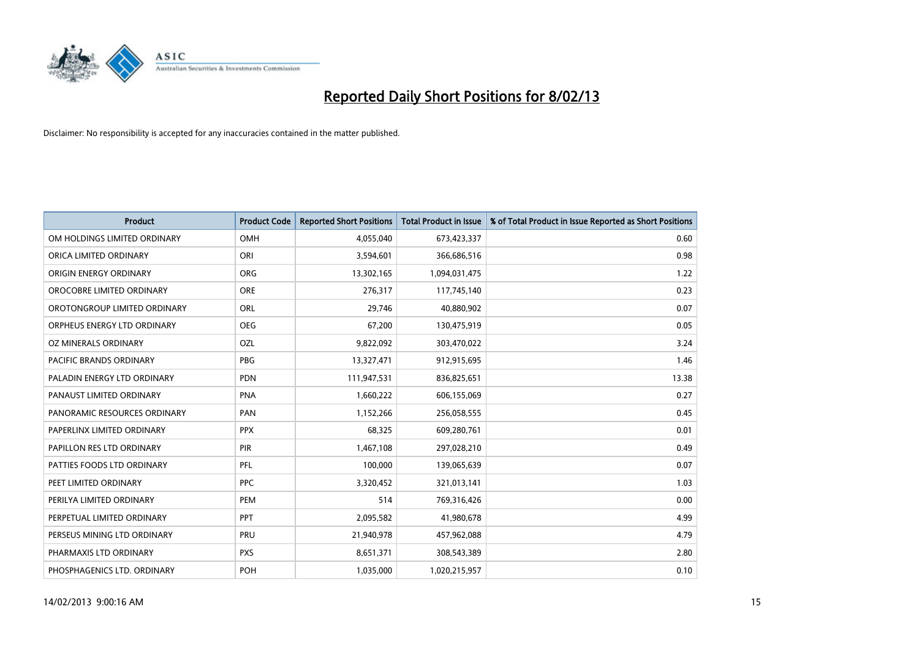# Reported Daily Short Positions for 8/02/13

Disclaimer: No responsibility is accepted for any inaccuracies contained in the matter published.

| Product | Product Code | Reported Short Positions | Total Product in Issue | % of Total Product in Issue Reported as Short Positions |
|---|---|---|---|---|
| OM HOLDINGS LIMITED ORDINARY | OMH | 4,055,040 | 673,423,337 | 0.60 |
| ORICA LIMITED ORDINARY | ORI | 3,594,601 | 366,686,516 | 0.98 |
| ORIGIN ENERGY ORDINARY | ORG | 13,302,165 | 1,094,031,475 | 1.22 |
| OROCOBRE LIMITED ORDINARY | ORE | 276,317 | 117,745,140 | 0.23 |
| OROTONGROUP LIMITED ORDINARY | ORL | 29,746 | 40,880,902 | 0.07 |
| ORPHEUS ENERGY LTD ORDINARY | OEG | 67,200 | 130,475,919 | 0.05 |
| OZ MINERALS ORDINARY | OZL | 9,822,092 | 303,470,022 | 3.24 |
| PACIFIC BRANDS ORDINARY | PBG | 13,327,471 | 912,915,695 | 1.46 |
| PALADIN ENERGY LTD ORDINARY | PDN | 111,947,531 | 836,825,651 | 13.38 |
| PANAUST LIMITED ORDINARY | PNA | 1,660,222 | 606,155,069 | 0.27 |
| PANORAMIC RESOURCES ORDINARY | PAN | 1,152,266 | 256,058,555 | 0.45 |
| PAPERLINX LIMITED ORDINARY | PPX | 68,325 | 609,280,761 | 0.01 |
| PAPILLON RES LTD ORDINARY | PIR | 1,467,108 | 297,028,210 | 0.49 |
| PATTIES FOODS LTD ORDINARY | PFL | 100,000 | 139,065,639 | 0.07 |
| PEET LIMITED ORDINARY | PPC | 3,320,452 | 321,013,141 | 1.03 |
| PERILYA LIMITED ORDINARY | PEM | 514 | 769,316,426 | 0.00 |
| PERPETUAL LIMITED ORDINARY | PPT | 2,095,582 | 41,980,678 | 4.99 |
| PERSEUS MINING LTD ORDINARY | PRU | 21,940,978 | 457,962,088 | 4.79 |
| PHARMAXIS LTD ORDINARY | PXS | 8,651,371 | 308,543,389 | 2.80 |
| PHOSPHAGENICS LTD. ORDINARY | POH | 1,035,000 | 1,020,215,957 | 0.10 |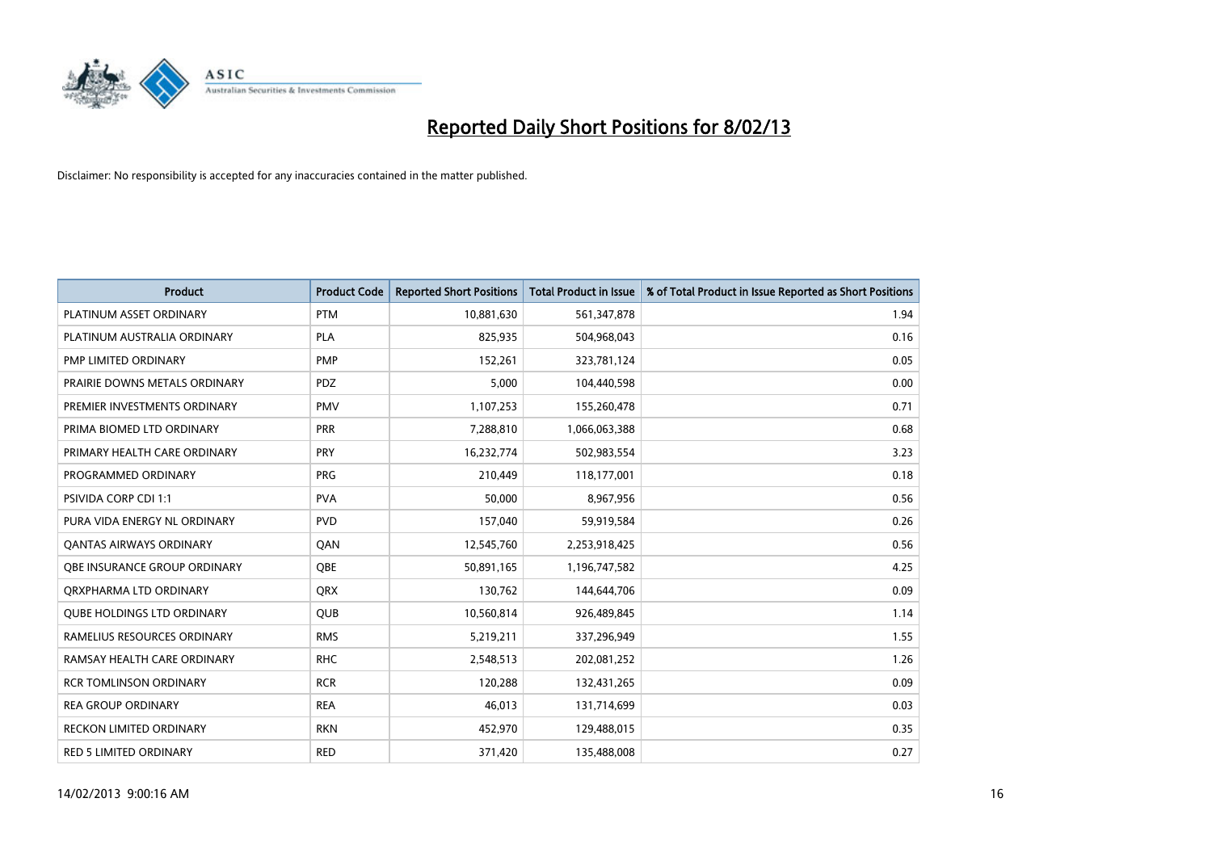# Reported Daily Short Positions for 8/02/13

Disclaimer: No responsibility is accepted for any inaccuracies contained in the matter published.

| Product | Product Code | Reported Short Positions | Total Product in Issue | % of Total Product in Issue Reported as Short Positions |
|---|---|---|---|---|
| PLATINUM ASSET ORDINARY | PTM | 10,881,630 | 561,347,878 | 1.94 |
| PLATINUM AUSTRALIA ORDINARY | PLA | 825,935 | 504,968,043 | 0.16 |
| PMP LIMITED ORDINARY | PMP | 152,261 | 323,781,124 | 0.05 |
| PRAIRIE DOWNS METALS ORDINARY | PDZ | 5,000 | 104,440,598 | 0.00 |
| PREMIER INVESTMENTS ORDINARY | PMV | 1,107,253 | 155,260,478 | 0.71 |
| PRIMA BIOMED LTD ORDINARY | PRR | 7,288,810 | 1,066,063,388 | 0.68 |
| PRIMARY HEALTH CARE ORDINARY | PRY | 16,232,774 | 502,983,554 | 3.23 |
| PROGRAMMED ORDINARY | PRG | 210,449 | 118,177,001 | 0.18 |
| PSIVIDA CORP CDI 1:1 | PVA | 50,000 | 8,967,956 | 0.56 |
| PURA VIDA ENERGY NL ORDINARY | PVD | 157,040 | 59,919,584 | 0.26 |
| QANTAS AIRWAYS ORDINARY | QAN | 12,545,760 | 2,253,918,425 | 0.56 |
| QBE INSURANCE GROUP ORDINARY | QBE | 50,891,165 | 1,196,747,582 | 4.25 |
| QRXPHARMA LTD ORDINARY | QRX | 130,762 | 144,644,706 | 0.09 |
| QUBE HOLDINGS LTD ORDINARY | QUB | 10,560,814 | 926,489,845 | 1.14 |
| RAMELIUS RESOURCES ORDINARY | RMS | 5,219,211 | 337,296,949 | 1.55 |
| RAMSAY HEALTH CARE ORDINARY | RHC | 2,548,513 | 202,081,252 | 1.26 |
| RCR TOMLINSON ORDINARY | RCR | 120,288 | 132,431,265 | 0.09 |
| REA GROUP ORDINARY | REA | 46,013 | 131,714,699 | 0.03 |
| RECKON LIMITED ORDINARY | RKN | 452,970 | 129,488,015 | 0.35 |
| RED 5 LIMITED ORDINARY | RED | 371,420 | 135,488,008 | 0.27 |

14/02/2013 9:00:16 AM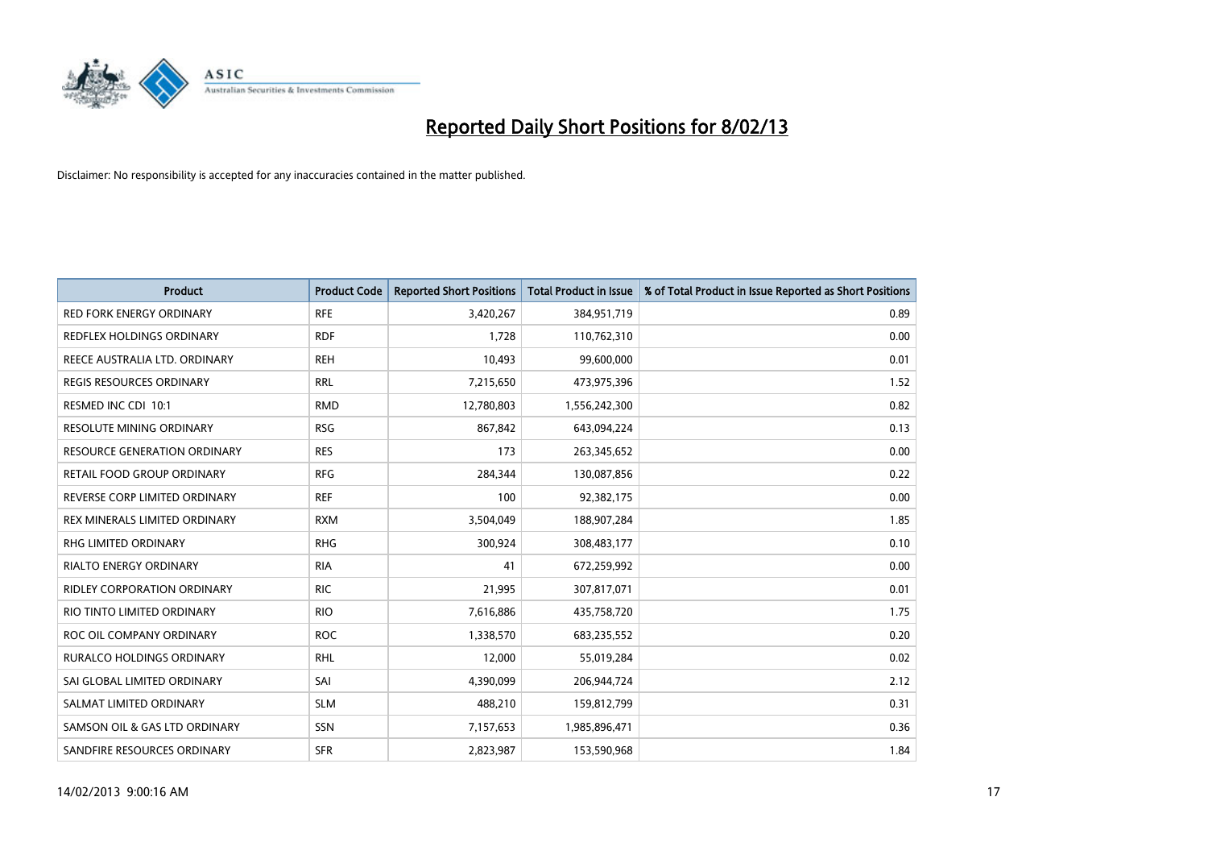# Reported Daily Short Positions for 8/02/13

Disclaimer: No responsibility is accepted for any inaccuracies contained in the matter published.

| Product | Product Code | Reported Short Positions | Total Product in Issue | % of Total Product in Issue Reported as Short Positions |
|---|---|---|---|---|
| RED FORK ENERGY ORDINARY | RFE | 3,420,267 | 384,951,719 | 0.89 |
| REDFLEX HOLDINGS ORDINARY | RDF | 1,728 | 110,762,310 | 0.00 |
| REECE AUSTRALIA LTD. ORDINARY | REH | 10,493 | 99,600,000 | 0.01 |
| REGIS RESOURCES ORDINARY | RRL | 7,215,650 | 473,975,396 | 1.52 |
| RESMED INC CDI 10:1 | RMD | 12,780,803 | 1,556,242,300 | 0.82 |
| RESOLUTE MINING ORDINARY | RSG | 867,842 | 643,094,224 | 0.13 |
| RESOURCE GENERATION ORDINARY | RES | 173 | 263,345,652 | 0.00 |
| RETAIL FOOD GROUP ORDINARY | RFG | 284,344 | 130,087,856 | 0.22 |
| REVERSE CORP LIMITED ORDINARY | REF | 100 | 92,382,175 | 0.00 |
| REX MINERALS LIMITED ORDINARY | RXM | 3,504,049 | 188,907,284 | 1.85 |
| RHG LIMITED ORDINARY | RHG | 300,924 | 308,483,177 | 0.10 |
| RIALTO ENERGY ORDINARY | RIA | 41 | 672,259,992 | 0.00 |
| RIDLEY CORPORATION ORDINARY | RIC | 21,995 | 307,817,071 | 0.01 |
| RIO TINTO LIMITED ORDINARY | RIO | 7,616,886 | 435,758,720 | 1.75 |
| ROC OIL COMPANY ORDINARY | ROC | 1,338,570 | 683,235,552 | 0.20 |
| RURALCO HOLDINGS ORDINARY | RHL | 12,000 | 55,019,284 | 0.02 |
| SAI GLOBAL LIMITED ORDINARY | SAI | 4,390,099 | 206,944,724 | 2.12 |
| SALMAT LIMITED ORDINARY | SLM | 488,210 | 159,812,799 | 0.31 |
| SAMSON OIL & GAS LTD ORDINARY | SSN | 7,157,653 | 1,985,896,471 | 0.36 |
| SANDFIRE RESOURCES ORDINARY | SFR | 2,823,987 | 153,590,968 | 1.84 |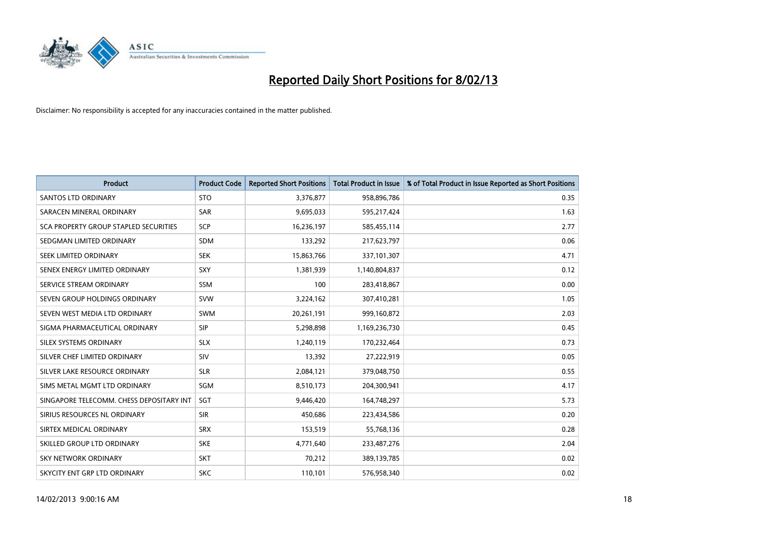# Reported Daily Short Positions for 8/02/13

Disclaimer: No responsibility is accepted for any inaccuracies contained in the matter published.

| Product | Product Code | Reported Short Positions | Total Product in Issue | % of Total Product in Issue Reported as Short Positions |
|---|---|---|---|---|
| SANTOS LTD ORDINARY | STO | 3,376,877 | 958,896,786 | 0.35 |
| SARACEN MINERAL ORDINARY | SAR | 9,695,033 | 595,217,424 | 1.63 |
| SCA PROPERTY GROUP STAPLED SECURITIES | SCP | 16,236,197 | 585,455,114 | 2.77 |
| SEDGMAN LIMITED ORDINARY | SDM | 133,292 | 217,623,797 | 0.06 |
| SEEK LIMITED ORDINARY | SEK | 15,863,766 | 337,101,307 | 4.71 |
| SENEX ENERGY LIMITED ORDINARY | SXY | 1,381,939 | 1,140,804,837 | 0.12 |
| SERVICE STREAM ORDINARY | SSM | 100 | 283,418,867 | 0.00 |
| SEVEN GROUP HOLDINGS ORDINARY | SVW | 3,224,162 | 307,410,281 | 1.05 |
| SEVEN WEST MEDIA LTD ORDINARY | SWM | 20,261,191 | 999,160,872 | 2.03 |
| SIGMA PHARMACEUTICAL ORDINARY | SIP | 5,298,898 | 1,169,236,730 | 0.45 |
| SILEX SYSTEMS ORDINARY | SLX | 1,240,119 | 170,232,464 | 0.73 |
| SILVER CHEF LIMITED ORDINARY | SIV | 13,392 | 27,222,919 | 0.05 |
| SILVER LAKE RESOURCE ORDINARY | SLR | 2,084,121 | 379,048,750 | 0.55 |
| SIMS METAL MGMT LTD ORDINARY | SGM | 8,510,173 | 204,300,941 | 4.17 |
| SINGAPORE TELECOMM. CHESS DEPOSITARY INT | SGT | 9,446,420 | 164,748,297 | 5.73 |
| SIRIUS RESOURCES NL ORDINARY | SIR | 450,686 | 223,434,586 | 0.20 |
| SIRTEX MEDICAL ORDINARY | SRX | 153,519 | 55,768,136 | 0.28 |
| SKILLED GROUP LTD ORDINARY | SKE | 4,771,640 | 233,487,276 | 2.04 |
| SKY NETWORK ORDINARY | SKT | 70,212 | 389,139,785 | 0.02 |
| SKYCITY ENT GRP LTD ORDINARY | SKC | 110,101 | 576,958,340 | 0.02 |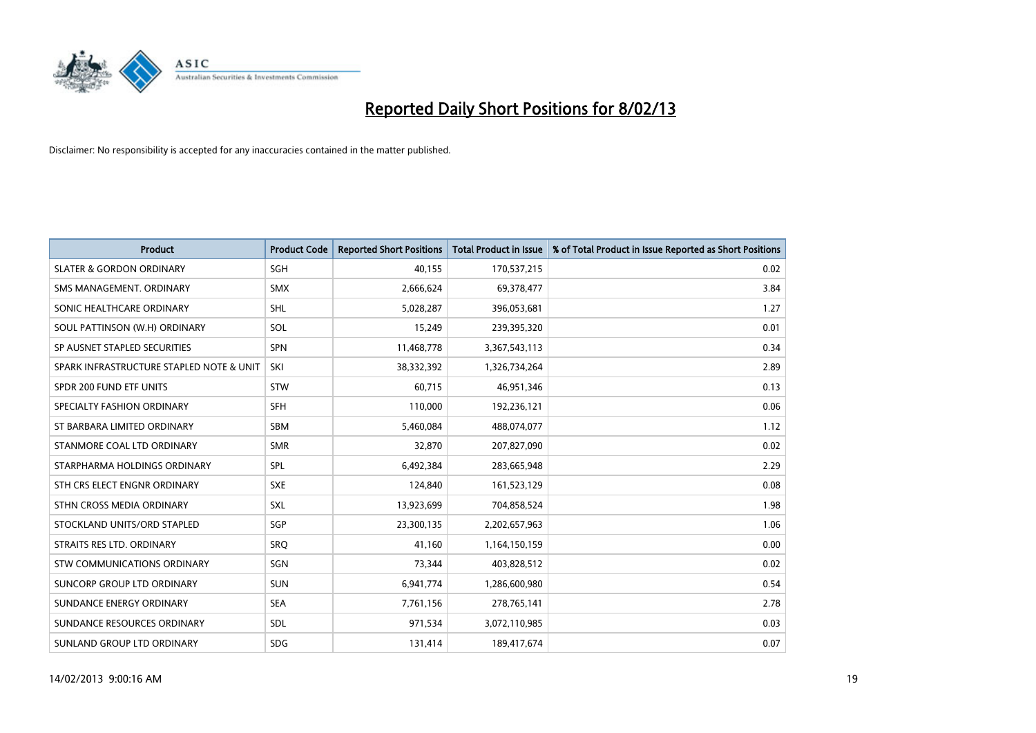# Reported Daily Short Positions for 8/02/13

Disclaimer: No responsibility is accepted for any inaccuracies contained in the matter published.

| Product | Product Code | Reported Short Positions | Total Product in Issue | % of Total Product in Issue Reported as Short Positions |
| --- | --- | --- | --- | --- |
| SLATER & GORDON ORDINARY | SGH | 40,155 | 170,537,215 | 0.02 |
| SMS MANAGEMENT. ORDINARY | SMX | 2,666,624 | 69,378,477 | 3.84 |
| SONIC HEALTHCARE ORDINARY | SHL | 5,028,287 | 396,053,681 | 1.27 |
| SOUL PATTINSON (W.H) ORDINARY | SOL | 15,249 | 239,395,320 | 0.01 |
| SP AUSNET STAPLED SECURITIES | SPN | 11,468,778 | 3,367,543,113 | 0.34 |
| SPARK INFRASTRUCTURE STAPLED NOTE & UNIT | SKI | 38,332,392 | 1,326,734,264 | 2.89 |
| SPDR 200 FUND ETF UNITS | STW | 60,715 | 46,951,346 | 0.13 |
| SPECIALTY FASHION ORDINARY | SFH | 110,000 | 192,236,121 | 0.06 |
| ST BARBARA LIMITED ORDINARY | SBM | 5,460,084 | 488,074,077 | 1.12 |
| STANMORE COAL LTD ORDINARY | SMR | 32,870 | 207,827,090 | 0.02 |
| STARPHARMA HOLDINGS ORDINARY | SPL | 6,492,384 | 283,665,948 | 2.29 |
| STH CRS ELECT ENGNR ORDINARY | SXE | 124,840 | 161,523,129 | 0.08 |
| STHN CROSS MEDIA ORDINARY | SXL | 13,923,699 | 704,858,524 | 1.98 |
| STOCKLAND UNITS/ORD STAPLED | SGP | 23,300,135 | 2,202,657,963 | 1.06 |
| STRAITS RES LTD. ORDINARY | SRQ | 41,160 | 1,164,150,159 | 0.00 |
| STW COMMUNICATIONS ORDINARY | SGN | 73,344 | 403,828,512 | 0.02 |
| SUNCORP GROUP LTD ORDINARY | SUN | 6,941,774 | 1,286,600,980 | 0.54 |
| SUNDANCE ENERGY ORDINARY | SEA | 7,761,156 | 278,765,141 | 2.78 |
| SUNDANCE RESOURCES ORDINARY | SDL | 971,534 | 3,072,110,985 | 0.03 |
| SUNLAND GROUP LTD ORDINARY | SDG | 131,414 | 189,417,674 | 0.07 |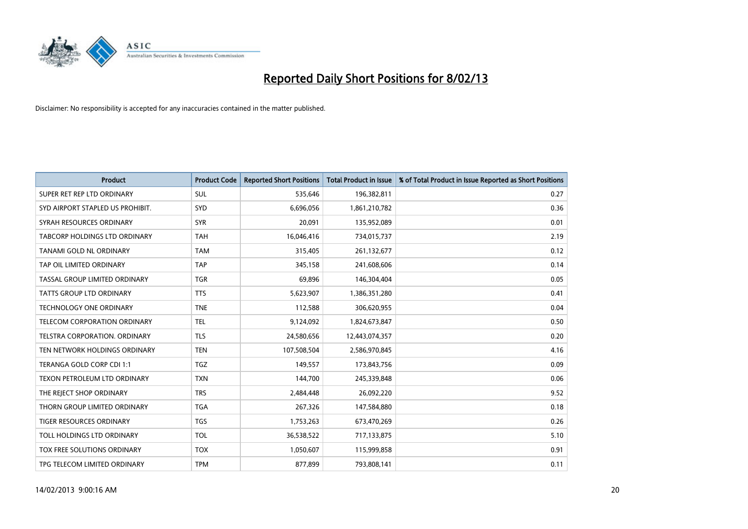# Reported Daily Short Positions for 8/02/13

Disclaimer: No responsibility is accepted for any inaccuracies contained in the matter published.

| Product | Product Code | Reported Short Positions | Total Product in Issue | % of Total Product in Issue Reported as Short Positions |
|---|---|---|---|---|
| SUPER RET REP LTD ORDINARY | SUL | 535,646 | 196,382,811 | 0.27 |
| SYD AIRPORT STAPLED US PROHIBIT. | SYD | 6,696,056 | 1,861,210,782 | 0.36 |
| SYRAH RESOURCES ORDINARY | SYR | 20,091 | 135,952,089 | 0.01 |
| TABCORP HOLDINGS LTD ORDINARY | TAH | 16,046,416 | 734,015,737 | 2.19 |
| TANAMI GOLD NL ORDINARY | TAM | 315,405 | 261,132,677 | 0.12 |
| TAP OIL LIMITED ORDINARY | TAP | 345,158 | 241,608,606 | 0.14 |
| TASSAL GROUP LIMITED ORDINARY | TGR | 69,896 | 146,304,404 | 0.05 |
| TATTS GROUP LTD ORDINARY | TTS | 5,623,907 | 1,386,351,280 | 0.41 |
| TECHNOLOGY ONE ORDINARY | TNE | 112,588 | 306,620,955 | 0.04 |
| TELECOM CORPORATION ORDINARY | TEL | 9,124,092 | 1,824,673,847 | 0.50 |
| TELSTRA CORPORATION. ORDINARY | TLS | 24,580,656 | 12,443,074,357 | 0.20 |
| TEN NETWORK HOLDINGS ORDINARY | TEN | 107,508,504 | 2,586,970,845 | 4.16 |
| TERANGA GOLD CORP CDI 1:1 | TGZ | 149,557 | 173,843,756 | 0.09 |
| TEXON PETROLEUM LTD ORDINARY | TXN | 144,700 | 245,339,848 | 0.06 |
| THE REJECT SHOP ORDINARY | TRS | 2,484,448 | 26,092,220 | 9.52 |
| THORN GROUP LIMITED ORDINARY | TGA | 267,326 | 147,584,880 | 0.18 |
| TIGER RESOURCES ORDINARY | TGS | 1,753,263 | 673,470,269 | 0.26 |
| TOLL HOLDINGS LTD ORDINARY | TOL | 36,538,522 | 717,133,875 | 5.10 |
| TOX FREE SOLUTIONS ORDINARY | TOX | 1,050,607 | 115,999,858 | 0.91 |
| TPG TELECOM LIMITED ORDINARY | TPM | 877,899 | 793,808,141 | 0.11 |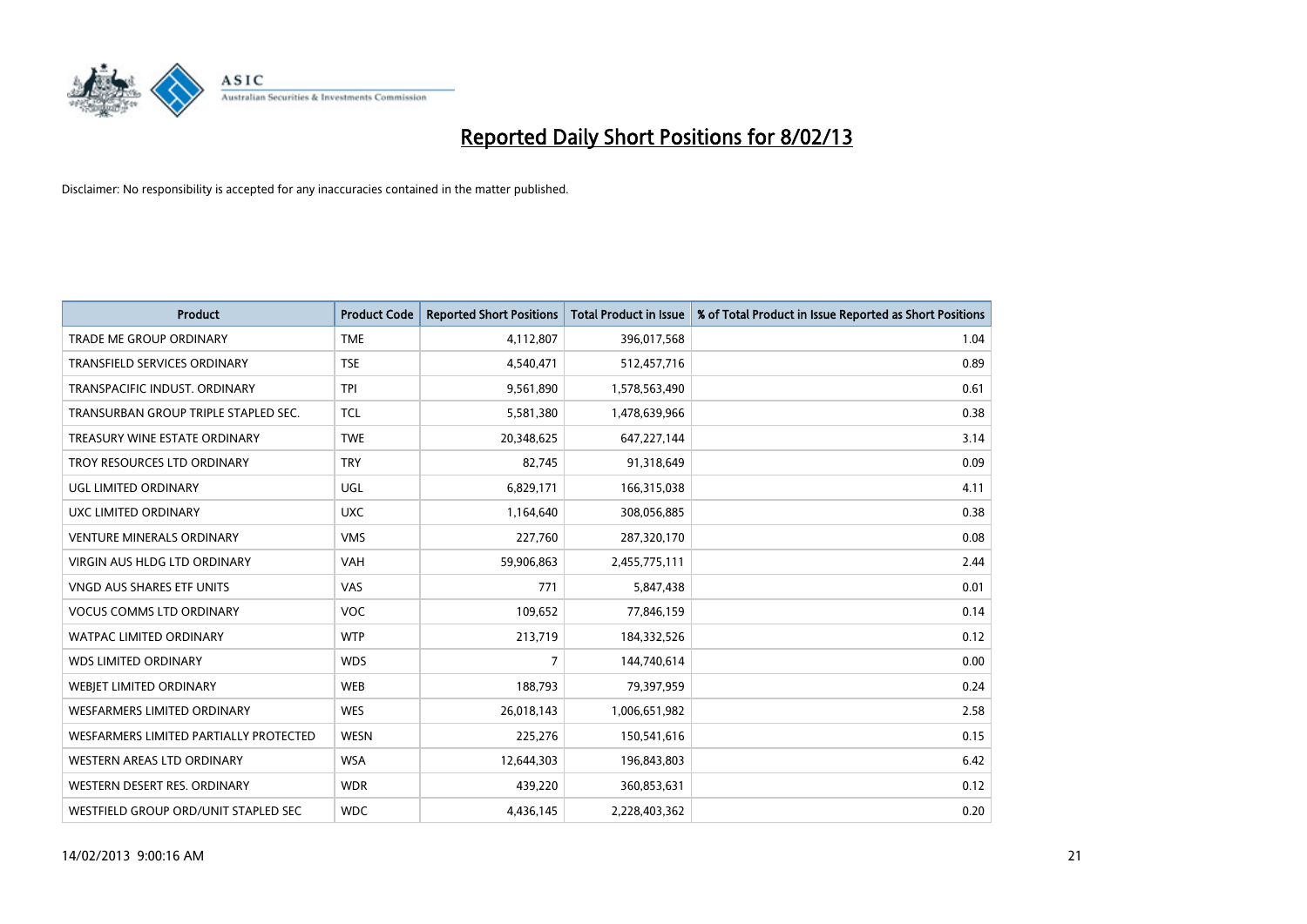# Reported Daily Short Positions for 8/02/13

Disclaimer: No responsibility is accepted for any inaccuracies contained in the matter published.

| Product | Product Code | Reported Short Positions | Total Product in Issue | % of Total Product in Issue Reported as Short Positions |
|---|---|---|---|---|
| TRADE ME GROUP ORDINARY | TME | 4,112,807 | 396,017,568 | 1.04 |
| TRANSFIELD SERVICES ORDINARY | TSE | 4,540,471 | 512,457,716 | 0.89 |
| TRANSPACIFIC INDUST. ORDINARY | TPI | 9,561,890 | 1,578,563,490 | 0.61 |
| TRANSURBAN GROUP TRIPLE STAPLED SEC. | TCL | 5,581,380 | 1,478,639,966 | 0.38 |
| TREASURY WINE ESTATE ORDINARY | TWE | 20,348,625 | 647,227,144 | 3.14 |
| TROY RESOURCES LTD ORDINARY | TRY | 82,745 | 91,318,649 | 0.09 |
| UGL LIMITED ORDINARY | UGL | 6,829,171 | 166,315,038 | 4.11 |
| UXC LIMITED ORDINARY | UXC | 1,164,640 | 308,056,885 | 0.38 |
| VENTURE MINERALS ORDINARY | VMS | 227,760 | 287,320,170 | 0.08 |
| VIRGIN AUS HLDG LTD ORDINARY | VAH | 59,906,863 | 2,455,775,111 | 2.44 |
| VNGD AUS SHARES ETF UNITS | VAS | 771 | 5,847,438 | 0.01 |
| VOCUS COMMS LTD ORDINARY | VOC | 109,652 | 77,846,159 | 0.14 |
| WATPAC LIMITED ORDINARY | WTP | 213,719 | 184,332,526 | 0.12 |
| WDS LIMITED ORDINARY | WDS | 7 | 144,740,614 | 0.00 |
| WEBJET LIMITED ORDINARY | WEB | 188,793 | 79,397,959 | 0.24 |
| WESFARMERS LIMITED ORDINARY | WES | 26,018,143 | 1,006,651,982 | 2.58 |
| WESFARMERS LIMITED PARTIALLY PROTECTED | WESN | 225,276 | 150,541,616 | 0.15 |
| WESTERN AREAS LTD ORDINARY | WSA | 12,644,303 | 196,843,803 | 6.42 |
| WESTERN DESERT RES. ORDINARY | WDR | 439,220 | 360,853,631 | 0.12 |
| WESTFIELD GROUP ORD/UNIT STAPLED SEC | WDC | 4,436,145 | 2,228,403,362 | 0.20 |

14/02/2013 9:00:16 AM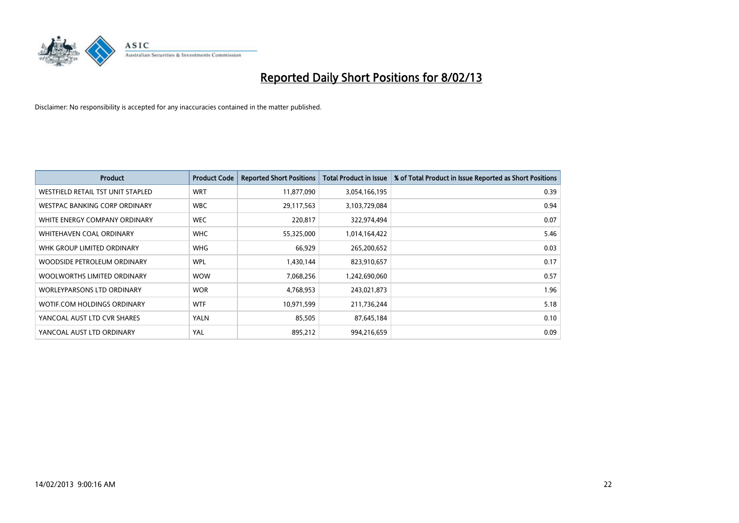# Reported Daily Short Positions for 8/02/13

Disclaimer: No responsibility is accepted for any inaccuracies contained in the matter published.

| Product | Product Code | Reported Short Positions | Total Product in Issue | % of Total Product in Issue Reported as Short Positions |
|---|---|---|---|---|
| WESTFIELD RETAIL TST UNIT STAPLED | WRT | 11,877,090 | 3,054,166,195 | 0.39 |
| WESTPAC BANKING CORP ORDINARY | WBC | 29,117,563 | 3,103,729,084 | 0.94 |
| WHITE ENERGY COMPANY ORDINARY | WEC | 220,817 | 322,974,494 | 0.07 |
| WHITEHAVEN COAL ORDINARY | WHC | 55,325,000 | 1,014,164,422 | 5.46 |
| WHK GROUP LIMITED ORDINARY | WHG | 66,929 | 265,200,652 | 0.03 |
| WOODSIDE PETROLEUM ORDINARY | WPL | 1,430,144 | 823,910,657 | 0.17 |
| WOOLWORTHS LIMITED ORDINARY | WOW | 7,068,256 | 1,242,690,060 | 0.57 |
| WORLEYPARSONS LTD ORDINARY | WOR | 4,768,953 | 243,021,873 | 1.96 |
| WOTIF.COM HOLDINGS ORDINARY | WTF | 10,971,599 | 211,736,244 | 5.18 |
| YANCOAL AUST LTD CVR SHARES | YALN | 85,505 | 87,645,184 | 0.10 |
| YANCOAL AUST LTD ORDINARY | YAL | 895,212 | 994,216,659 | 0.09 |

14/02/2013 9:00:16 AM